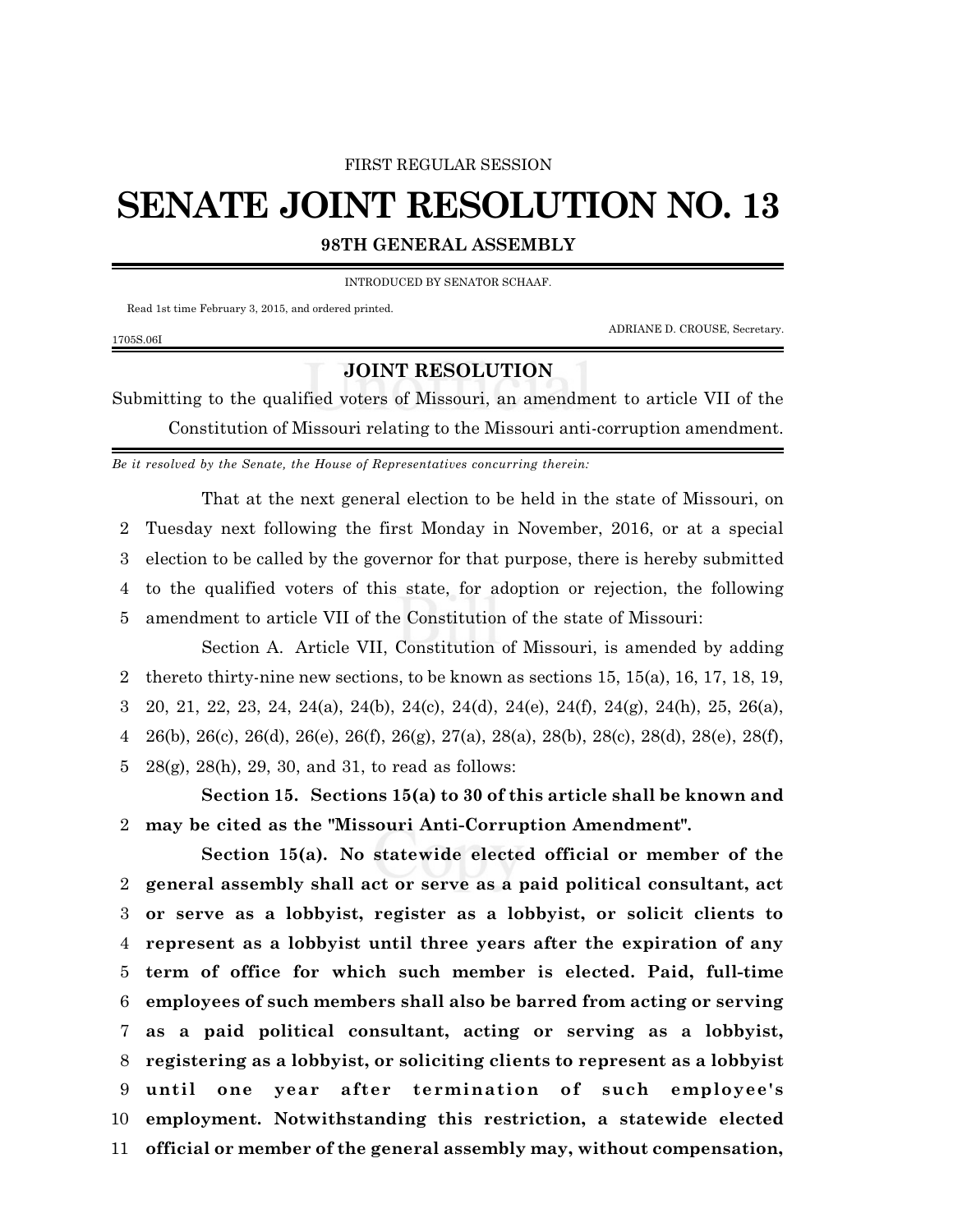FIRST REGULAR SESSION

# SENATE JOINT RESOLUTION NO. 13

## 98TH GENERAL ASSEMBLY

INTRODUCED BY SENATOR SCHAAF.

Read 1st time February 3, 2015, and ordered printed.

ADRIANE D. CROUSE, Secretary.

1705S.06I

## JOINT RESOLUTION

Submitting to the qualified voters of Missouri, an amendment to article VII of the Constitution of Missouri relating to the Missouri anti-corruption amendment.

*Be it resolved by the Senate, the House of Representatives concurring therein:*

That at the next general election to be held in the state of Missouri, on Tuesday next following the first Monday in November, 2016, or at a special election to be called by the governor for that purpose, there is hereby submitted to the qualified voters of this state, for adoption or rejection, the following amendment to article VII of the Constitution of the state of Missouri:

Section A. Article VII, Constitution of Missouri, is amended by adding thereto thirty-nine new sections, to be known as sections 15, 15(a), 16, 17, 18, 19, 20, 21, 22, 23, 24, 24(a), 24(b), 24(c), 24(d), 24(e), 24(f), 24(g), 24(h), 25, 26(a), 26(b), 26(c), 26(d), 26(e), 26(f), 26(g), 27(a), 28(a), 28(b), 28(c), 28(d), 28(e), 28(f), 28(g), 28(h), 29, 30, and 31, to read as follows:

**Section 15. Sections 15(a) to 30 of this article shall be known and may be cited as the "Missouri Anti-Corruption Amendment".**

**Section 15(a). No statewide elected official or member of the general assembly shall act or serve as a paid political consultant, act or serve as a lobbyist, register as a lobbyist, or solicit clients to represent as a lobbyist until three years after the expiration of any term of office for which such member is elected. Paid, full-time employees of such members shall also be barred from acting or serving as a paid political consultant, acting or serving as a lobbyist, registering as a lobbyist, or soliciting clients to represent as a lobbyist until one year after termination of such employee's employment. Notwithstanding this restriction, a statewide elected official or member of the general assembly may, without compensation,**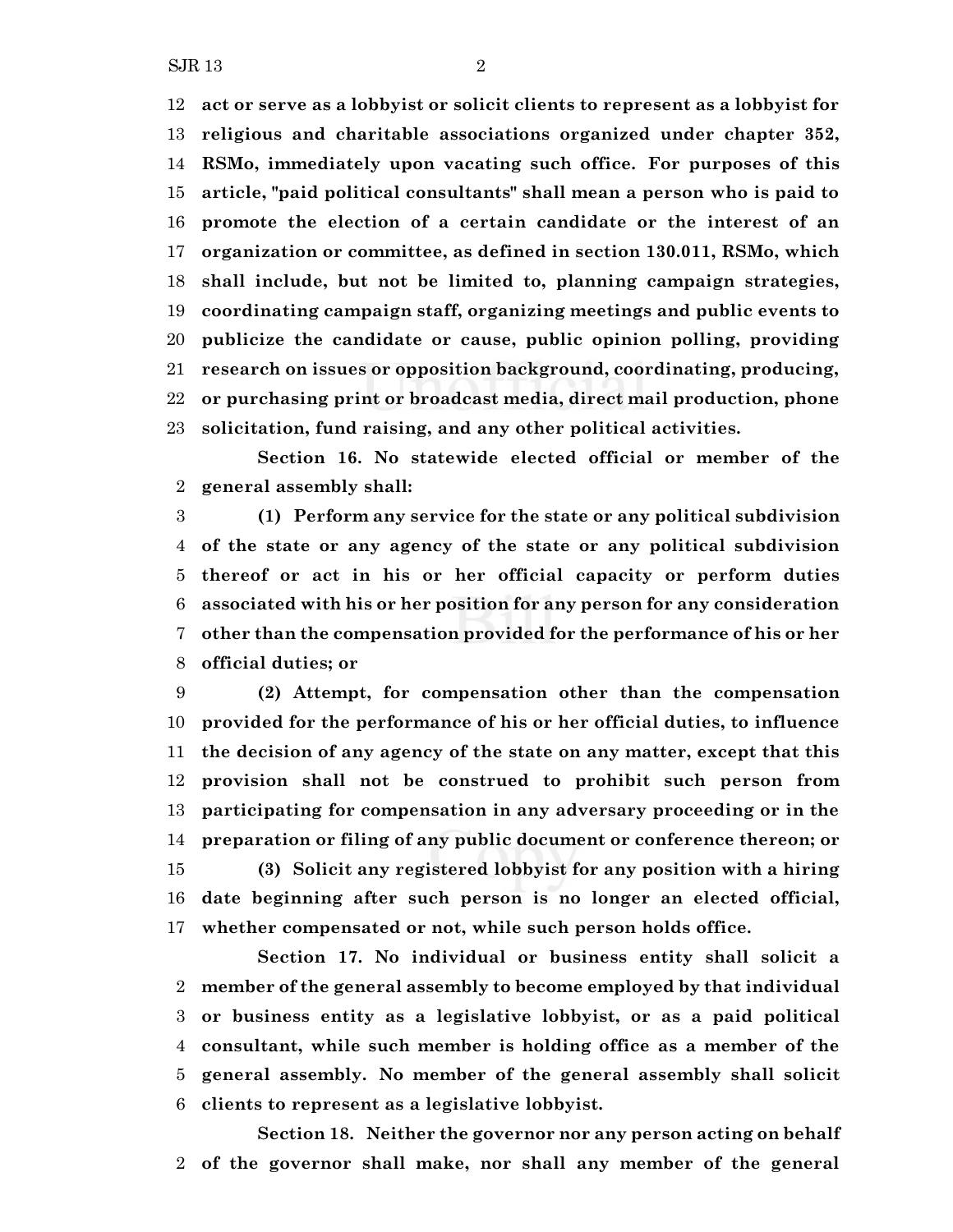**act or serve as a lobbyist or solicit clients to represent as a lobbyist for religious and charitable associations organized under chapter 352, RSMo, immediately upon vacating such office. For purposes of this article, "paid political consultants" shall mean a person who is paid to promote the election of a certain candidate or the interest of an organization or committee, as defined in section 130.011, RSMo, which shall include, but not be limited to, planning campaign strategies, coordinating campaign staff, organizing meetings and public events to publicize the candidate or cause, public opinion polling, providing research on issues or opposition background, coordinating, producing, or purchasing print or broadcast media, direct mail production, phone solicitation, fund raising, and any other political activities.**

**Section 16. No statewide elected official or member of the general assembly shall:**

**(1) Perform any service for the state or any political subdivision of the state or any agency of the state or any political subdivision thereof or act in his or her official capacity or perform duties associated with his or her position for any person for any consideration other than the compensation provided for the performance of his or her official duties; or**

**(2) Attempt, for compensation other than the compensation provided for the performance of his or her official duties, to influence the decision of any agency of the state on any matter, except that this provision shall not be construed to prohibit such person from participating for compensation in any adversary proceeding or in the preparation or filing of any public document or conference thereon; or**

**(3) Solicit any registered lobbyist for any position with a hiring date beginning after such person is no longer an elected official, whether compensated or not, while such person holds office.**

**Section 17. No individual or business entity shall solicit a member of the general assembly to become employed by that individual or business entity as a legislative lobbyist, or as a paid political consultant, while such member is holding office as a member of the general assembly. No member of the general assembly shall solicit clients to represent as a legislative lobbyist.**

**Section 18. Neither the governor nor any person acting on behalf of the governor shall make, nor shall any member of the general**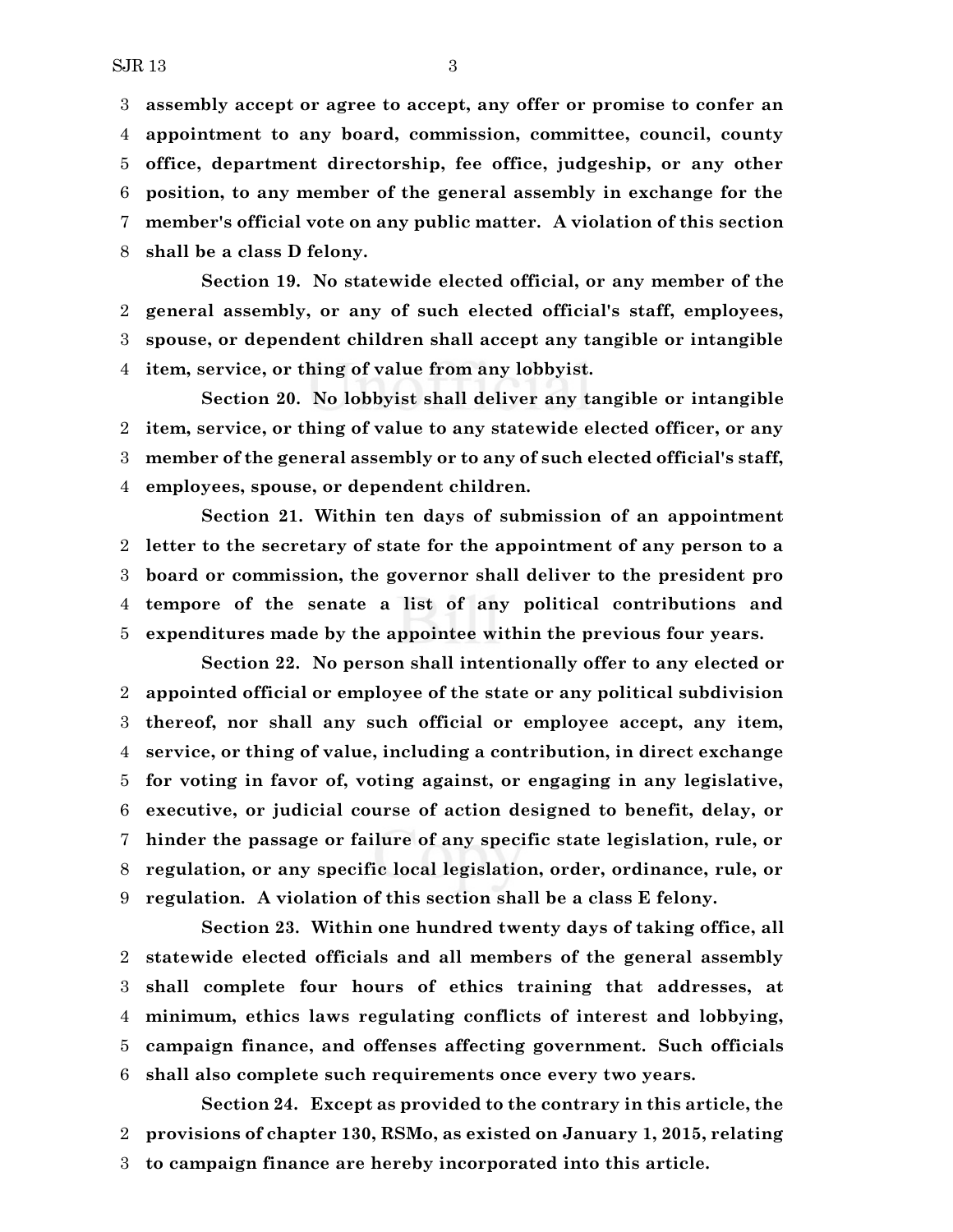**assembly accept or agree to accept, any offer or promise to confer an appointment to any board, commission, committee, council, county office, department directorship, fee office, judgeship, or any other position, to any member of the general assembly in exchange for the member's official vote on any public matter. A violation of this section shall be a class D felony.**

**Section 19. No statewide elected official, or any member of the general assembly, or any of such elected official's staff, employees, spouse, or dependent children shall accept any tangible or intangible item, service, or thing of value from any lobbyist.**

**Section 20. No lobbyist shall deliver any tangible or intangible item, service, or thing of value to any statewide elected officer, or any member of the general assembly or to any of such elected official's staff, employees, spouse, or dependent children.**

**Section 21. Within ten days of submission of an appointment letter to the secretary of state for the appointment of any person to a board or commission, the governor shall deliver to the president pro tempore of the senate a list of any political contributions and expenditures made by the appointee within the previous four years.**

**Section 22. No person shall intentionally offer to any elected or appointed official or employee of the state or any political subdivision thereof, nor shall any such official or employee accept, any item, service, or thing of value, including a contribution, in direct exchange for voting in favor of, voting against, or engaging in any legislative, executive, or judicial course of action designed to benefit, delay, or hinder the passage or failure of any specific state legislation, rule, or regulation, or any specific local legislation, order, ordinance, rule, or regulation. A violation of this section shall be a class E felony.**

**Section 23. Within one hundred twenty days of taking office, all statewide elected officials and all members of the general assembly shall complete four hours of ethics training that addresses, at minimum, ethics laws regulating conflicts of interest and lobbying, campaign finance, and offenses affecting government. Such officials shall also complete such requirements once every two years.**

**Section 24. Except as provided to the contrary in this article, the provisions of chapter 130, RSMo, as existed on January 1, 2015, relating to campaign finance are hereby incorporated into this article.**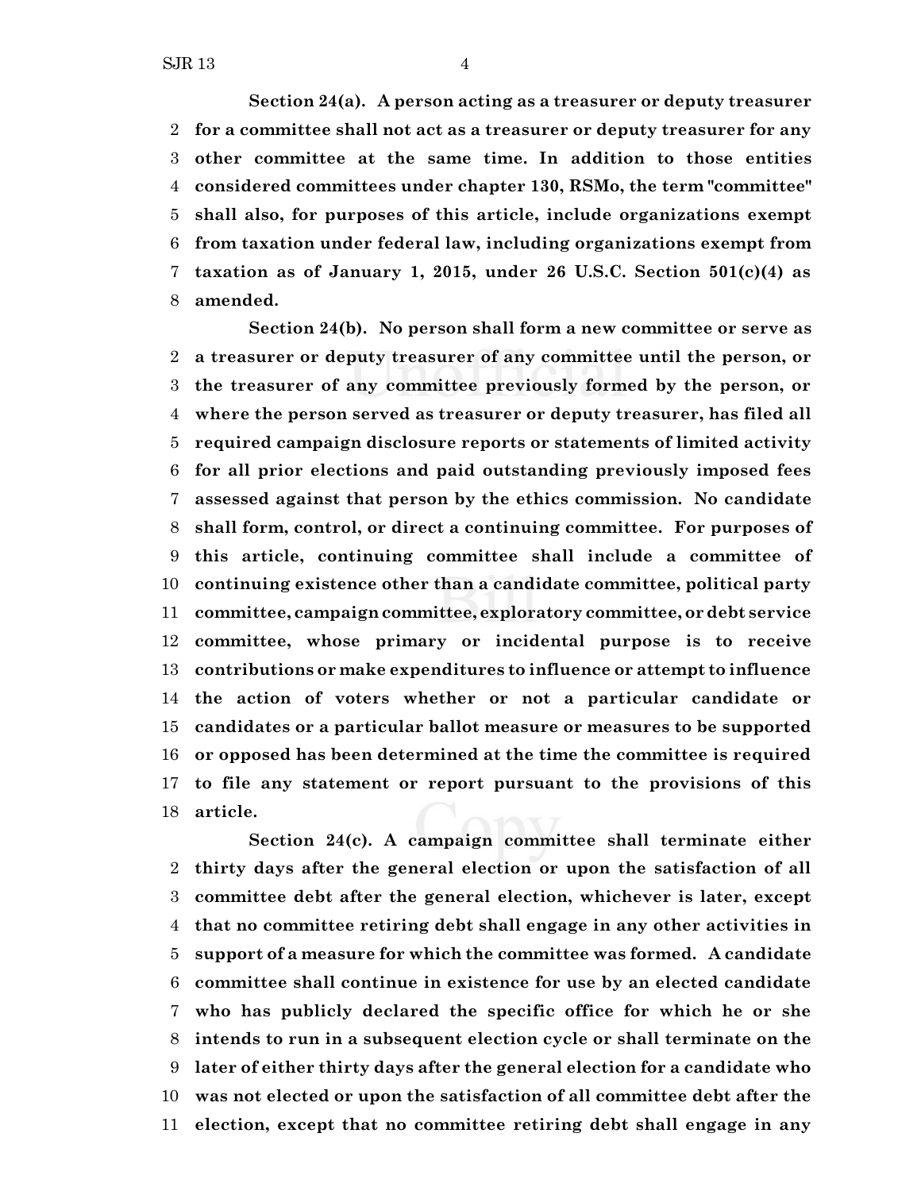**Section 24(a). A person acting as a treasurer or deputy treasurer for a committee shall not act as a treasurer or deputy treasurer for any other committee at the same time. In addition to those entities considered committees under chapter 130, RSMo, the term "committee" shall also, for purposes of this article, include organizations exempt from taxation under federal law, including organizations exempt from taxation as of January 1, 2015, under 26 U.S.C. Section 501(c)(4) as amended.**

**Section 24(b). No person shall form a new committee or serve as a treasurer or deputy treasurer of any committee until the person, or the treasurer of any committee previously formed by the person, or where the person served as treasurer or deputy treasurer, has filed all required campaign disclosure reports or statements of limited activity for all prior elections and paid outstanding previously imposed fees assessed against that person by the ethics commission. No candidate shall form, control, or direct a continuing committee. For purposes of this article, continuing committee shall include a committee of continuing existence other than a candidate committee, political party committee, campaign committee, exploratory committee, or debt service committee, whose primary or incidental purpose is to receive contributions or make expenditures to influence or attempt to influence the action of voters whether or not a particular candidate or candidates or a particular ballot measure or measures to be supported or opposed has been determined at the time the committee is required to file any statement or report pursuant to the provisions of this article.**

**Section 24(c). A campaign committee shall terminate either thirty days after the general election or upon the satisfaction of all committee debt after the general election, whichever is later, except that no committee retiring debt shall engage in any other activities in support of a measure for which the committee was formed. A candidate committee shall continue in existence for use by an elected candidate who has publicly declared the specific office for which he or she intends to run in a subsequent election cycle or shall terminate on the later of either thirty days after the general election for a candidate who was not elected or upon the satisfaction of all committee debt after the election, except that no committee retiring debt shall engage in any**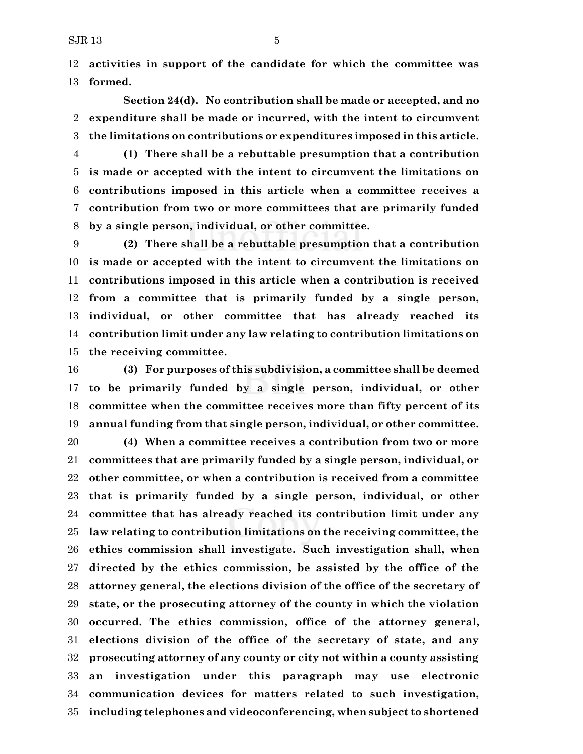**activities in support of the candidate for which the committee was formed.**

**Section 24(d). No contribution shall be made or accepted, and no expenditure shall be made or incurred, with the intent to circumvent the limitations on contributions or expenditures imposed in this article.**

**(1) There shall be a rebuttable presumption that a contribution is made or accepted with the intent to circumvent the limitations on contributions imposed in this article when a committee receives a contribution from two or more committees that are primarily funded by a single person, individual, or other committee.**

**(2) There shall be a rebuttable presumption that a contribution is made or accepted with the intent to circumvent the limitations on contributions imposed in this article when a contribution is received from a committee that is primarily funded by a single person, individual, or other committee that has already reached its contribution limit under any law relating to contribution limitations on the receiving committee.**

**(3) For purposes of this subdivision, a committee shall be deemed to be primarily funded by a single person, individual, or other committee when the committee receives more than fifty percent of its annual funding from that single person, individual, or other committee.**

**(4) When a committee receives a contribution from two or more committees that are primarily funded by a single person, individual, or other committee, or when a contribution is received from a committee that is primarily funded by a single person, individual, or other committee that has already reached its contribution limit under any law relating to contribution limitations on the receiving committee, the ethics commission shall investigate. Such investigation shall, when directed by the ethics commission, be assisted by the office of the attorney general, the elections division of the office of the secretary of state, or the prosecuting attorney of the county in which the violation occurred. The ethics commission, office of the attorney general, elections division of the office of the secretary of state, and any prosecuting attorney of any county or city not within a county assisting an investigation under this paragraph may use electronic communication devices for matters related to such investigation, including telephones and videoconferencing, when subject to shortened**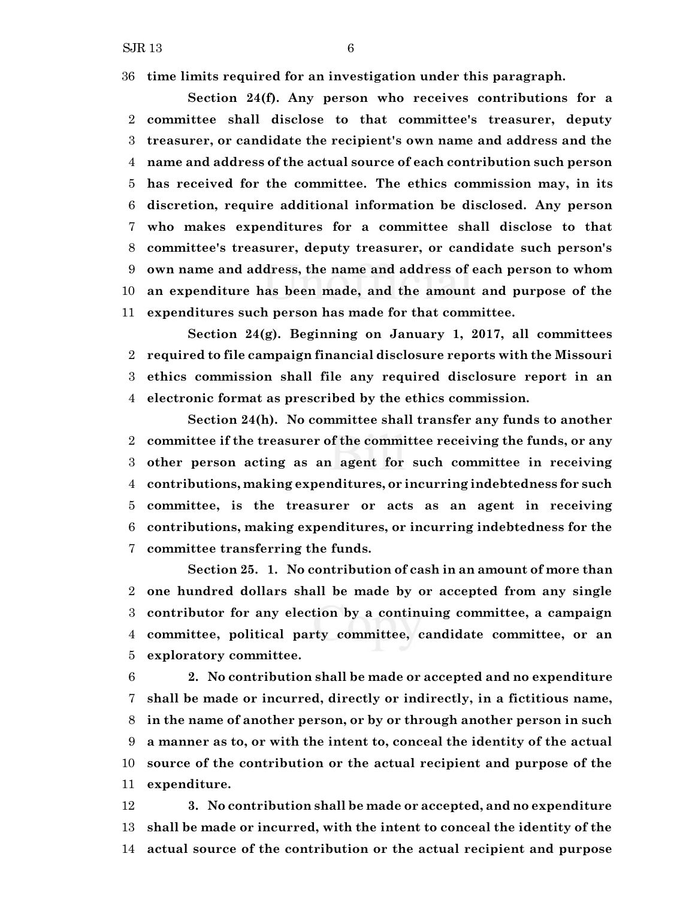time limits required for an investigation under this paragraph.

**Section 24(f).** Any person who receives contributions for a committee shall disclose to that committee's treasurer, deputy treasurer, or candidate the recipient's own name and address and the name and address of the actual source of each contribution such person has received for the committee. The ethics commission may, in its discretion, require additional information be disclosed. Any person who makes expenditures for a committee shall disclose to that committee's treasurer, deputy treasurer, or candidate such person's own name and address, the name and address of each person to whom an expenditure has been made, and the amount and purpose of the expenditures such person has made for that committee.

**Section 24(g).** Beginning on January 1, 2017, all committees required to file campaign financial disclosure reports with the Missouri ethics commission shall file any required disclosure report in an electronic format as prescribed by the ethics commission.

**Section 24(h).** No committee shall transfer any funds to another committee if the treasurer of the committee receiving the funds, or any other person acting as an agent for such committee in receiving contributions, making expenditures, or incurring indebtedness for such committee, is the treasurer or acts as an agent in receiving contributions, making expenditures, or incurring indebtedness for the committee transferring the funds.

**Section 25.** 1. No contribution of cash in an amount of more than one hundred dollars shall be made by or accepted from any single contributor for any election by a continuing committee, a campaign committee, political party committee, candidate committee, or an exploratory committee.

2. No contribution shall be made or accepted and no expenditure shall be made or incurred, directly or indirectly, in a fictitious name, in the name of another person, or by or through another person in such a manner as to, or with the intent to, conceal the identity of the actual source of the contribution or the actual recipient and purpose of the expenditure.

3. No contribution shall be made or accepted, and no expenditure shall be made or incurred, with the intent to conceal the identity of the actual source of the contribution or the actual recipient and purpose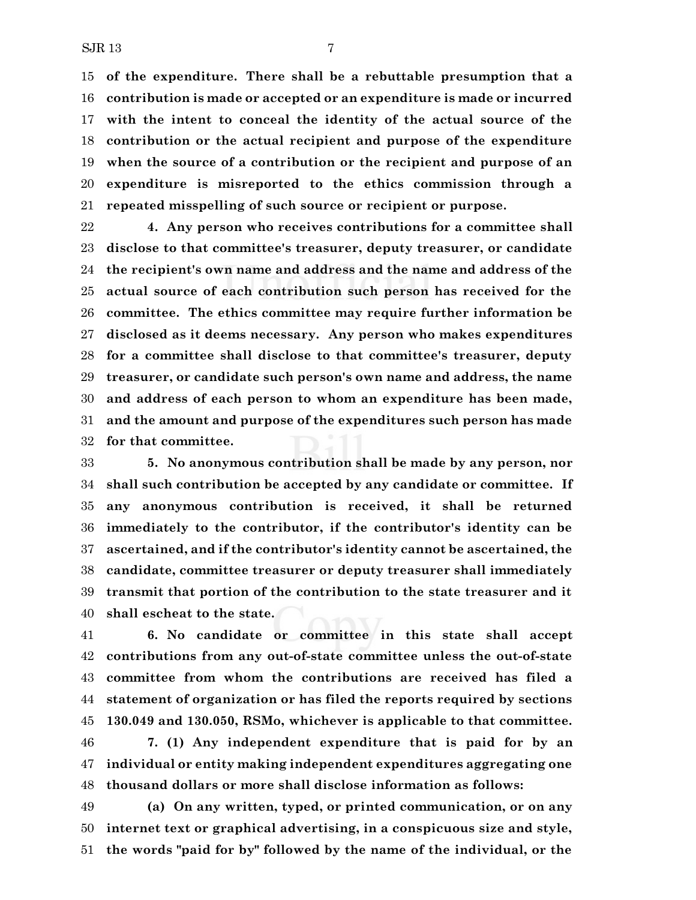**of the expenditure. There shall be a rebuttable presumption that a contribution is made or accepted or an expenditure is made or incurred with the intent to conceal the identity of the actual source of the contribution or the actual recipient and purpose of the expenditure when the source of a contribution or the recipient and purpose of an expenditure is misreported to the ethics commission through a repeated misspelling of such source or recipient or purpose.**

**4. Any person who receives contributions for a committee shall disclose to that committee's treasurer, deputy treasurer, or candidate the recipient's own name and address and the name and address of the actual source of each contribution such person has received for the committee. The ethics committee may require further information be disclosed as it deems necessary. Any person who makes expenditures for a committee shall disclose to that committee's treasurer, deputy treasurer, or candidate such person's own name and address, the name and address of each person to whom an expenditure has been made, and the amount and purpose of the expenditures such person has made for that committee.**

**5. No anonymous contribution shall be made by any person, nor shall such contribution be accepted by any candidate or committee. If any anonymous contribution is received, it shall be returned immediately to the contributor, if the contributor's identity can be ascertained, and if the contributor's identity cannot be ascertained, the candidate, committee treasurer or deputy treasurer shall immediately transmit that portion of the contribution to the state treasurer and it shall escheat to the state.**

**6. No candidate or committee in this state shall accept contributions from any out-of-state committee unless the out-of-state committee from whom the contributions are received has filed a statement of organization or has filed the reports required by sections 130.049 and 130.050, RSMo, whichever is applicable to that committee.**

**7. (1) Any independent expenditure that is paid for by an individual or entity making independent expenditures aggregating one thousand dollars or more shall disclose information as follows:**

**(a) On any written, typed, or printed communication, or on any internet text or graphical advertising, in a conspicuous size and style, the words "paid for by" followed by the name of the individual, or the**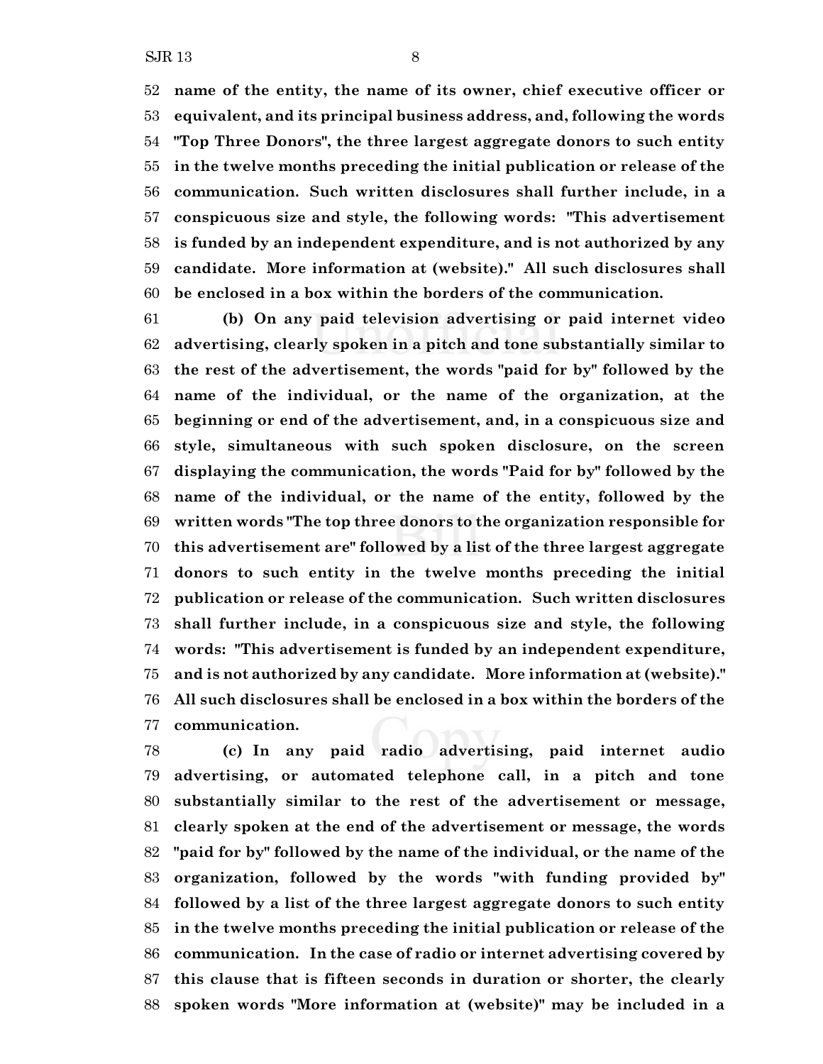**name of the entity, the name of its owner, chief executive officer or equivalent, and its principal business address, and, following the words "Top Three Donors", the three largest aggregate donors to such entity in the twelve months preceding the initial publication or release of the communication. Such written disclosures shall further include, in a conspicuous size and style, the following words: "This advertisement is funded by an independent expenditure, and is not authorized by any candidate. More information at (website)." All such disclosures shall be enclosed in a box within the borders of the communication.**

**(b) On any paid television advertising or paid internet video advertising, clearly spoken in a pitch and tone substantially similar to the rest of the advertisement, the words "paid for by" followed by the name of the individual, or the name of the organization, at the beginning or end of the advertisement, and, in a conspicuous size and style, simultaneous with such spoken disclosure, on the screen displaying the communication, the words "Paid for by" followed by the name of the individual, or the name of the entity, followed by the written words "The top three donors to the organization responsible for this advertisement are" followed by a list of the three largest aggregate donors to such entity in the twelve months preceding the initial publication or release of the communication. Such written disclosures shall further include, in a conspicuous size and style, the following words: "This advertisement is funded by an independent expenditure, and is not authorized by any candidate. More information at (website)." All such disclosures shall be enclosed in a box within the borders of the communication.**

**(c) In any paid radio advertising, paid internet audio advertising, or automated telephone call, in a pitch and tone substantially similar to the rest of the advertisement or message, clearly spoken at the end of the advertisement or message, the words "paid for by" followed by the name of the individual, or the name of the organization, followed by the words "with funding provided by" followed by a list of the three largest aggregate donors to such entity in the twelve months preceding the initial publication or release of the communication. In the case of radio or internet advertising covered by this clause that is fifteen seconds in duration or shorter, the clearly spoken words "More information at (website)" may be included in a**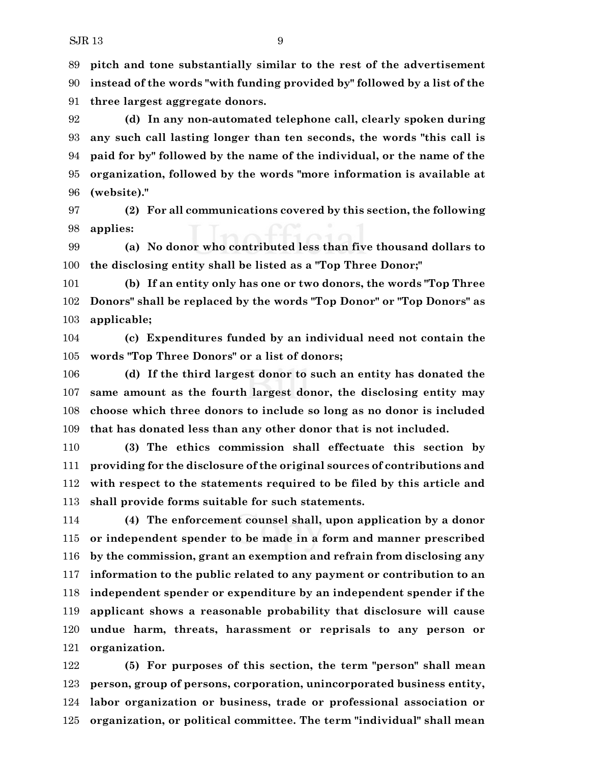**pitch and tone substantially similar to the rest of the advertisement instead of the words "with funding provided by" followed by a list of the three largest aggregate donors.**

**(d) In any non-automated telephone call, clearly spoken during any such call lasting longer than ten seconds, the words "this call is paid for by" followed by the name of the individual, or the name of the organization, followed by the words "more information is available at (website)."**

**(2) For all communications covered by this section, the following applies:**

**(a) No donor who contributed less than five thousand dollars to the disclosing entity shall be listed as a "Top Three Donor;"**

**(b) If an entity only has one or two donors, the words "Top Three Donors" shall be replaced by the words "Top Donor" or "Top Donors" as applicable;**

**(c) Expenditures funded by an individual need not contain the words "Top Three Donors" or a list of donors;**

**(d) If the third largest donor to such an entity has donated the same amount as the fourth largest donor, the disclosing entity may choose which three donors to include so long as no donor is included that has donated less than any other donor that is not included.**

**(3) The ethics commission shall effectuate this section by providing for the disclosure of the original sources of contributions and with respect to the statements required to be filed by this article and shall provide forms suitable for such statements.**

**(4) The enforcement counsel shall, upon application by a donor or independent spender to be made in a form and manner prescribed by the commission, grant an exemption and refrain from disclosing any information to the public related to any payment or contribution to an independent spender or expenditure by an independent spender if the applicant shows a reasonable probability that disclosure will cause undue harm, threats, harassment or reprisals to any person or organization.**

**(5) For purposes of this section, the term "person" shall mean person, group of persons, corporation, unincorporated business entity, labor organization or business, trade or professional association or organization, or political committee. The term "individual" shall mean**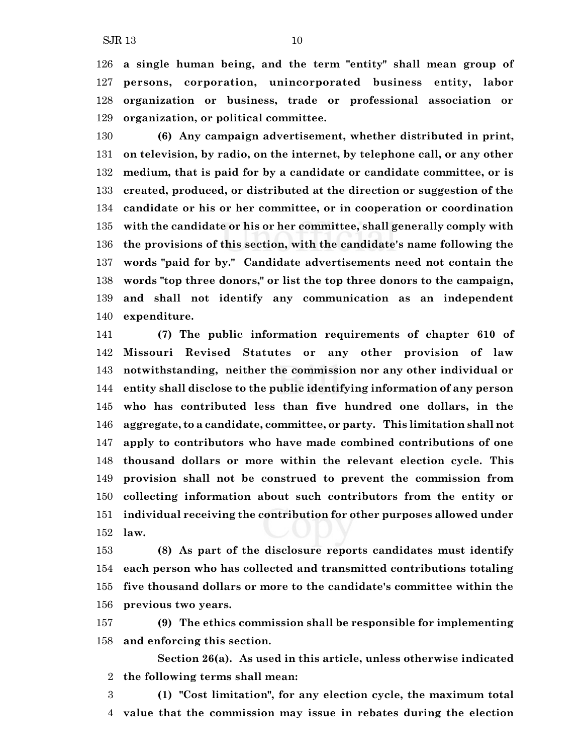**a single human being, and the term "entity" shall mean group of persons, corporation, unincorporated business entity, labor organization or business, trade or professional association or organization, or political committee.**

**(6) Any campaign advertisement, whether distributed in print, on television, by radio, on the internet, by telephone call, or any other medium, that is paid for by a candidate or candidate committee, or is created, produced, or distributed at the direction or suggestion of the candidate or his or her committee, or in cooperation or coordination with the candidate or his or her committee, shall generally comply with the provisions of this section, with the candidate's name following the words "paid for by." Candidate advertisements need not contain the words "top three donors," or list the top three donors to the campaign, and shall not identify any communication as an independent expenditure.**

**(7) The public information requirements of chapter 610 of Missouri Revised Statutes or any other provision of law notwithstanding, neither the commission nor any other individual or entity shall disclose to the public identifying information of any person who has contributed less than five hundred one dollars, in the aggregate, to a candidate, committee, or party. This limitation shall not apply to contributors who have made combined contributions of one thousand dollars or more within the relevant election cycle. This provision shall not be construed to prevent the commission from collecting information about such contributors from the entity or individual receiving the contribution for other purposes allowed under law.**

**(8) As part of the disclosure reports candidates must identify each person who has collected and transmitted contributions totaling five thousand dollars or more to the candidate's committee within the previous two years.**

**(9) The ethics commission shall be responsible for implementing and enforcing this section.**

**Section 26(a). As used in this article, unless otherwise indicated the following terms shall mean:**

**(1) "Cost limitation", for any election cycle, the maximum total value that the commission may issue in rebates during the election**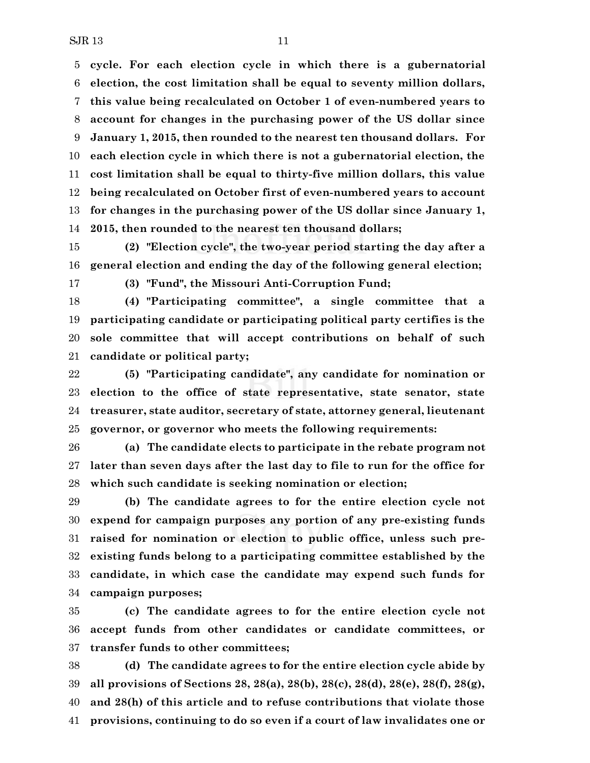**cycle. For each election cycle in which there is a gubernatorial election, the cost limitation shall be equal to seventy million dollars, this value being recalculated on October 1 of even-numbered years to account for changes in the purchasing power of the US dollar since January 1, 2015, then rounded to the nearest ten thousand dollars. For each election cycle in which there is not a gubernatorial election, the cost limitation shall be equal to thirty-five million dollars, this value being recalculated on October first of even-numbered years to account for changes in the purchasing power of the US dollar since January 1, 2015, then rounded to the nearest ten thousand dollars;**

**(2) "Election cycle", the two-year period starting the day after a general election and ending the day of the following general election;**

**(3) "Fund", the Missouri Anti-Corruption Fund;**

**(4) "Participating committee", a single committee that a participating candidate or participating political party certifies is the sole committee that will accept contributions on behalf of such candidate or political party;**

**(5) "Participating candidate", any candidate for nomination or election to the office of state representative, state senator, state treasurer, state auditor, secretary of state, attorney general, lieutenant governor, or governor who meets the following requirements:**

**(a) The candidate elects to participate in the rebate program not later than seven days after the last day to file to run for the office for which such candidate is seeking nomination or election;**

**(b) The candidate agrees to for the entire election cycle not expend for campaign purposes any portion of any pre-existing funds raised for nomination or election to public office, unless such pre-existing funds belong to a participating committee established by the candidate, in which case the candidate may expend such funds for campaign purposes;**

**(c) The candidate agrees to for the entire election cycle not accept funds from other candidates or candidate committees, or transfer funds to other committees;**

**(d) The candidate agrees to for the entire election cycle abide by all provisions of Sections 28, 28(a), 28(b), 28(c), 28(d), 28(e), 28(f), 28(g), and 28(h) of this article and to refuse contributions that violate those provisions, continuing to do so even if a court of law invalidates one or**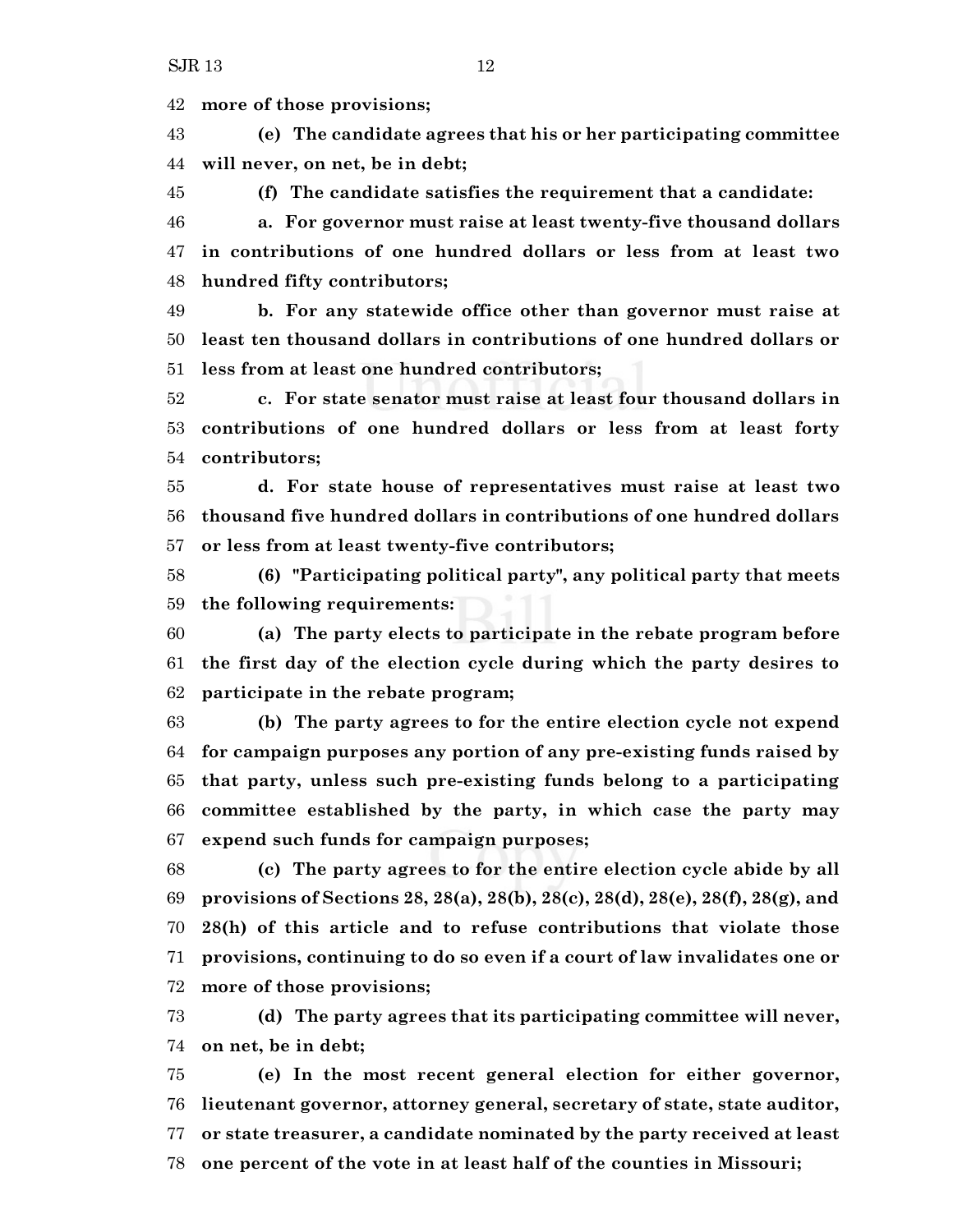**more of those provisions;**

**(e) The candidate agrees that his or her participating committee will never, on net, be in debt;**

**(f) The candidate satisfies the requirement that a candidate:**

**a. For governor must raise at least twenty-five thousand dollars in contributions of one hundred dollars or less from at least two hundred fifty contributors;**

**b. For any statewide office other than governor must raise at least ten thousand dollars in contributions of one hundred dollars or less from at least one hundred contributors;**

**c. For state senator must raise at least four thousand dollars in contributions of one hundred dollars or less from at least forty contributors;**

**d. For state house of representatives must raise at least two thousand five hundred dollars in contributions of one hundred dollars or less from at least twenty-five contributors;**

**(6) "Participating political party", any political party that meets the following requirements:**

**(a) The party elects to participate in the rebate program before the first day of the election cycle during which the party desires to participate in the rebate program;**

**(b) The party agrees to for the entire election cycle not expend for campaign purposes any portion of any pre-existing funds raised by that party, unless such pre-existing funds belong to a participating committee established by the party, in which case the party may expend such funds for campaign purposes;**

**(c) The party agrees to for the entire election cycle abide by all provisions of Sections 28, 28(a), 28(b), 28(c), 28(d), 28(e), 28(f), 28(g), and 28(h) of this article and to refuse contributions that violate those provisions, continuing to do so even if a court of law invalidates one or more of those provisions;**

**(d) The party agrees that its participating committee will never, on net, be in debt;**

**(e) In the most recent general election for either governor, lieutenant governor, attorney general, secretary of state, state auditor, or state treasurer, a candidate nominated by the party received at least one percent of the vote in at least half of the counties in Missouri;**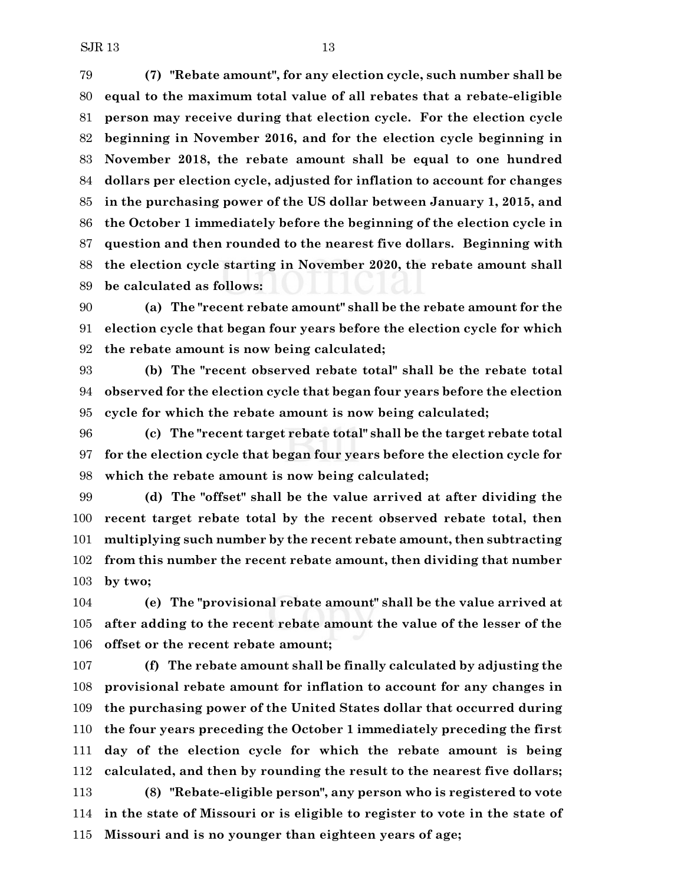**(7) "Rebate amount", for any election cycle, such number shall be equal to the maximum total value of all rebates that a rebate-eligible person may receive during that election cycle. For the election cycle beginning in November 2016, and for the election cycle beginning in November 2018, the rebate amount shall be equal to one hundred dollars per election cycle, adjusted for inflation to account for changes in the purchasing power of the US dollar between January 1, 2015, and the October 1 immediately before the beginning of the election cycle in question and then rounded to the nearest five dollars. Beginning with the election cycle starting in November 2020, the rebate amount shall be calculated as follows:**

**(a) The "recent rebate amount" shall be the rebate amount for the election cycle that began four years before the election cycle for which the rebate amount is now being calculated;**

**(b) The "recent observed rebate total" shall be the rebate total observed for the election cycle that began four years before the election cycle for which the rebate amount is now being calculated;**

**(c) The "recent target rebate total" shall be the target rebate total for the election cycle that began four years before the election cycle for which the rebate amount is now being calculated;**

**(d) The "offset" shall be the value arrived at after dividing the recent target rebate total by the recent observed rebate total, then multiplying such number by the recent rebate amount, then subtracting from this number the recent rebate amount, then dividing that number by two;**

**(e) The "provisional rebate amount" shall be the value arrived at after adding to the recent rebate amount the value of the lesser of the offset or the recent rebate amount;**

**(f) The rebate amount shall be finally calculated by adjusting the provisional rebate amount for inflation to account for any changes in the purchasing power of the United States dollar that occurred during the four years preceding the October 1 immediately preceding the first day of the election cycle for which the rebate amount is being calculated, and then by rounding the result to the nearest five dollars;**

**(8) "Rebate-eligible person", any person who is registered to vote in the state of Missouri or is eligible to register to vote in the state of Missouri and is no younger than eighteen years of age;**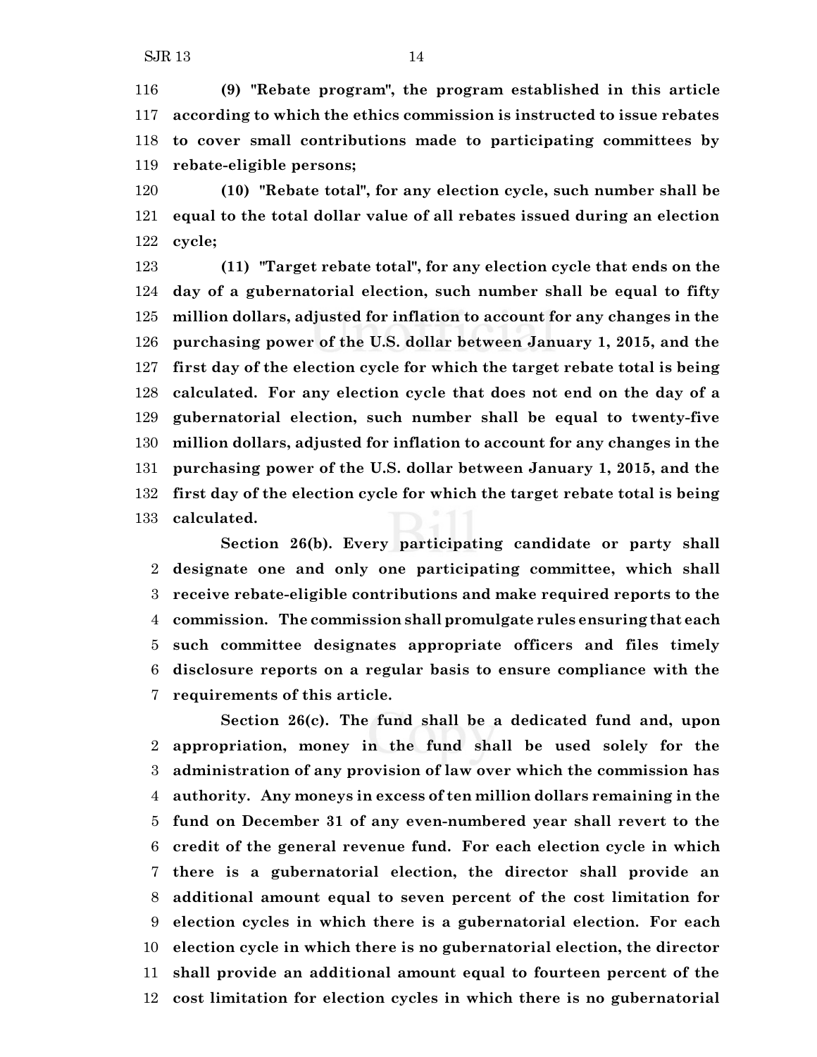**(9) "Rebate program", the program established in this article according to which the ethics commission is instructed to issue rebates to cover small contributions made to participating committees by rebate-eligible persons;**

**(10) "Rebate total", for any election cycle, such number shall be equal to the total dollar value of all rebates issued during an election cycle;**

**(11) "Target rebate total", for any election cycle that ends on the day of a gubernatorial election, such number shall be equal to fifty million dollars, adjusted for inflation to account for any changes in the purchasing power of the U.S. dollar between January 1, 2015, and the first day of the election cycle for which the target rebate total is being calculated. For any election cycle that does not end on the day of a gubernatorial election, such number shall be equal to twenty-five million dollars, adjusted for inflation to account for any changes in the purchasing power of the U.S. dollar between January 1, 2015, and the first day of the election cycle for which the target rebate total is being calculated.**

**Section 26(b). Every participating candidate or party shall designate one and only one participating committee, which shall receive rebate-eligible contributions and make required reports to the commission. The commission shall promulgate rules ensuring that each such committee designates appropriate officers and files timely disclosure reports on a regular basis to ensure compliance with the requirements of this article.**

**Section 26(c). The fund shall be a dedicated fund and, upon appropriation, money in the fund shall be used solely for the administration of any provision of law over which the commission has authority. Any moneys in excess of ten million dollars remaining in the fund on December 31 of any even-numbered year shall revert to the credit of the general revenue fund. For each election cycle in which there is a gubernatorial election, the director shall provide an additional amount equal to seven percent of the cost limitation for election cycles in which there is a gubernatorial election. For each election cycle in which there is no gubernatorial election, the director shall provide an additional amount equal to fourteen percent of the cost limitation for election cycles in which there is no gubernatorial**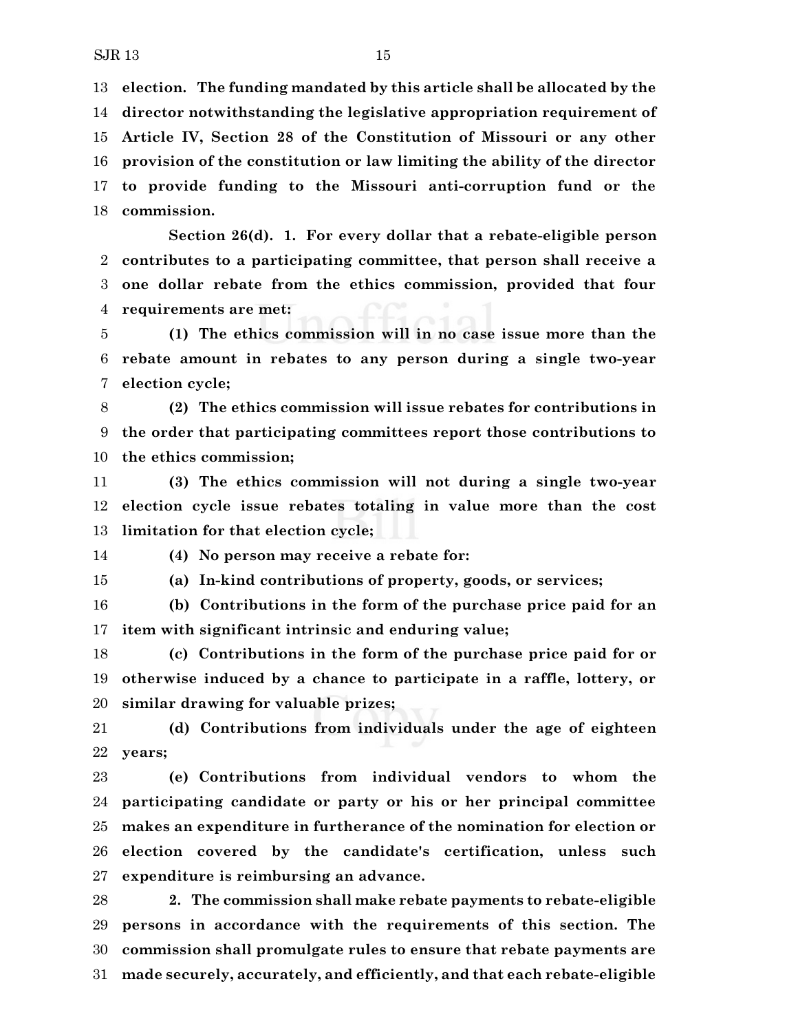**election. The funding mandated by this article shall be allocated by the director notwithstanding the legislative appropriation requirement of Article IV, Section 28 of the Constitution of Missouri or any other provision of the constitution or law limiting the ability of the director to provide funding to the Missouri anti-corruption fund or the commission.**

**Section 26(d). 1. For every dollar that a rebate-eligible person contributes to a participating committee, that person shall receive a one dollar rebate from the ethics commission, provided that four requirements are met:**

**(1) The ethics commission will in no case issue more than the rebate amount in rebates to any person during a single two-year election cycle;**

**(2) The ethics commission will issue rebates for contributions in the order that participating committees report those contributions to the ethics commission;**

**(3) The ethics commission will not during a single two-year election cycle issue rebates totaling in value more than the cost limitation for that election cycle;**

**(4) No person may receive a rebate for:**

**(a) In-kind contributions of property, goods, or services;**

**(b) Contributions in the form of the purchase price paid for an item with significant intrinsic and enduring value;**

**(c) Contributions in the form of the purchase price paid for or otherwise induced by a chance to participate in a raffle, lottery, or similar drawing for valuable prizes;**

**(d) Contributions from individuals under the age of eighteen years;**

**(e) Contributions from individual vendors to whom the participating candidate or party or his or her principal committee makes an expenditure in furtherance of the nomination for election or election covered by the candidate's certification, unless such expenditure is reimbursing an advance.**

**2. The commission shall make rebate payments to rebate-eligible persons in accordance with the requirements of this section. The commission shall promulgate rules to ensure that rebate payments are made securely, accurately, and efficiently, and that each rebate-eligible**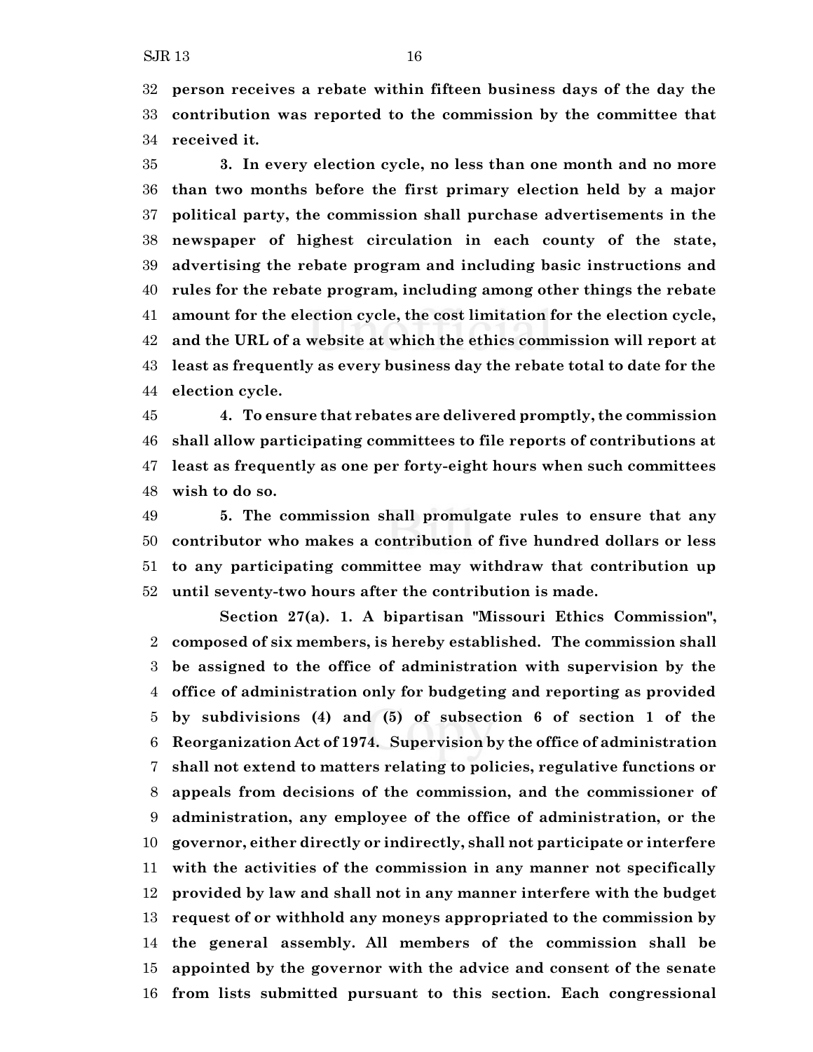**person receives a rebate within fifteen business days of the day the contribution was reported to the commission by the committee that received it.**

**3. In every election cycle, no less than one month and no more than two months before the first primary election held by a major political party, the commission shall purchase advertisements in the newspaper of highest circulation in each county of the state, advertising the rebate program and including basic instructions and rules for the rebate program, including among other things the rebate amount for the election cycle, the cost limitation for the election cycle, and the URL of a website at which the ethics commission will report at least as frequently as every business day the rebate total to date for the election cycle.**

**4. To ensure that rebates are delivered promptly, the commission shall allow participating committees to file reports of contributions at least as frequently as one per forty-eight hours when such committees wish to do so.**

**5. The commission shall promulgate rules to ensure that any contributor who makes a contribution of five hundred dollars or less to any participating committee may withdraw that contribution up until seventy-two hours after the contribution is made.**

**Section 27(a). 1. A bipartisan "Missouri Ethics Commission", composed of six members, is hereby established. The commission shall be assigned to the office of administration with supervision by the office of administration only for budgeting and reporting as provided by subdivisions (4) and (5) of subsection 6 of section 1 of the Reorganization Act of 1974. Supervision by the office of administration shall not extend to matters relating to policies, regulative functions or appeals from decisions of the commission, and the commissioner of administration, any employee of the office of administration, or the governor, either directly or indirectly, shall not participate or interfere with the activities of the commission in any manner not specifically provided by law and shall not in any manner interfere with the budget request of or withhold any moneys appropriated to the commission by the general assembly. All members of the commission shall be appointed by the governor with the advice and consent of the senate from lists submitted pursuant to this section. Each congressional**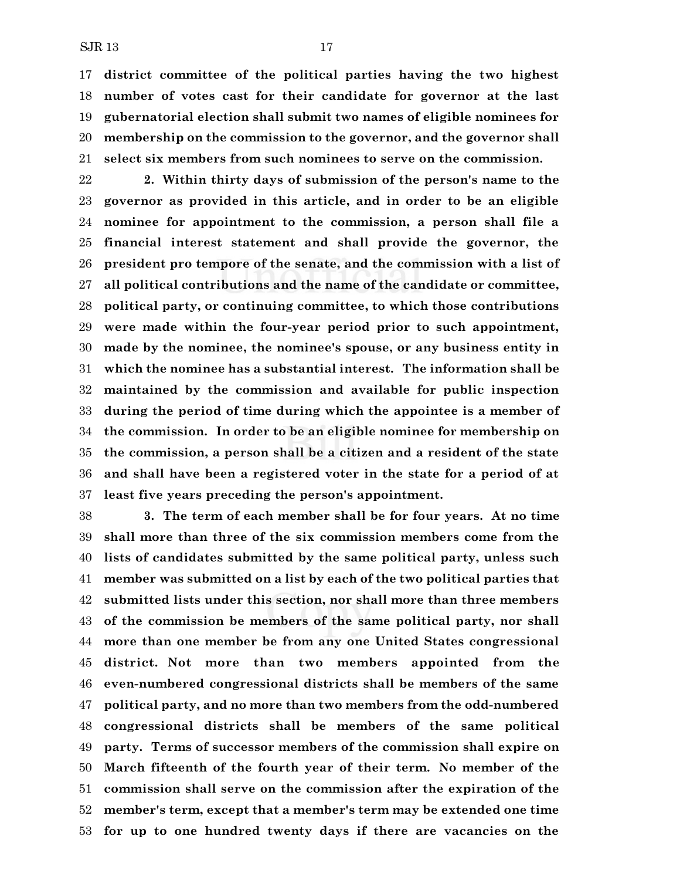**district committee of the political parties having the two highest number of votes cast for their candidate for governor at the last gubernatorial election shall submit two names of eligible nominees for membership on the commission to the governor, and the governor shall select six members from such nominees to serve on the commission.**

**2. Within thirty days of submission of the person's name to the governor as provided in this article, and in order to be an eligible nominee for appointment to the commission, a person shall file a financial interest statement and shall provide the governor, the president pro tempore of the senate, and the commission with a list of all political contributions and the name of the candidate or committee, political party, or continuing committee, to which those contributions were made within the four-year period prior to such appointment, made by the nominee, the nominee's spouse, or any business entity in which the nominee has a substantial interest. The information shall be maintained by the commission and available for public inspection during the period of time during which the appointee is a member of the commission. In order to be an eligible nominee for membership on the commission, a person shall be a citizen and a resident of the state and shall have been a registered voter in the state for a period of at least five years preceding the person's appointment.**

**3. The term of each member shall be for four years. At no time shall more than three of the six commission members come from the lists of candidates submitted by the same political party, unless such member was submitted on a list by each of the two political parties that submitted lists under this section, nor shall more than three members of the commission be members of the same political party, nor shall more than one member be from any one United States congressional district. Not more than two members appointed from the even-numbered congressional districts shall be members of the same political party, and no more than two members from the odd-numbered congressional districts shall be members of the same political party. Terms of successor members of the commission shall expire on March fifteenth of the fourth year of their term. No member of the commission shall serve on the commission after the expiration of the member's term, except that a member's term may be extended one time for up to one hundred twenty days if there are vacancies on the**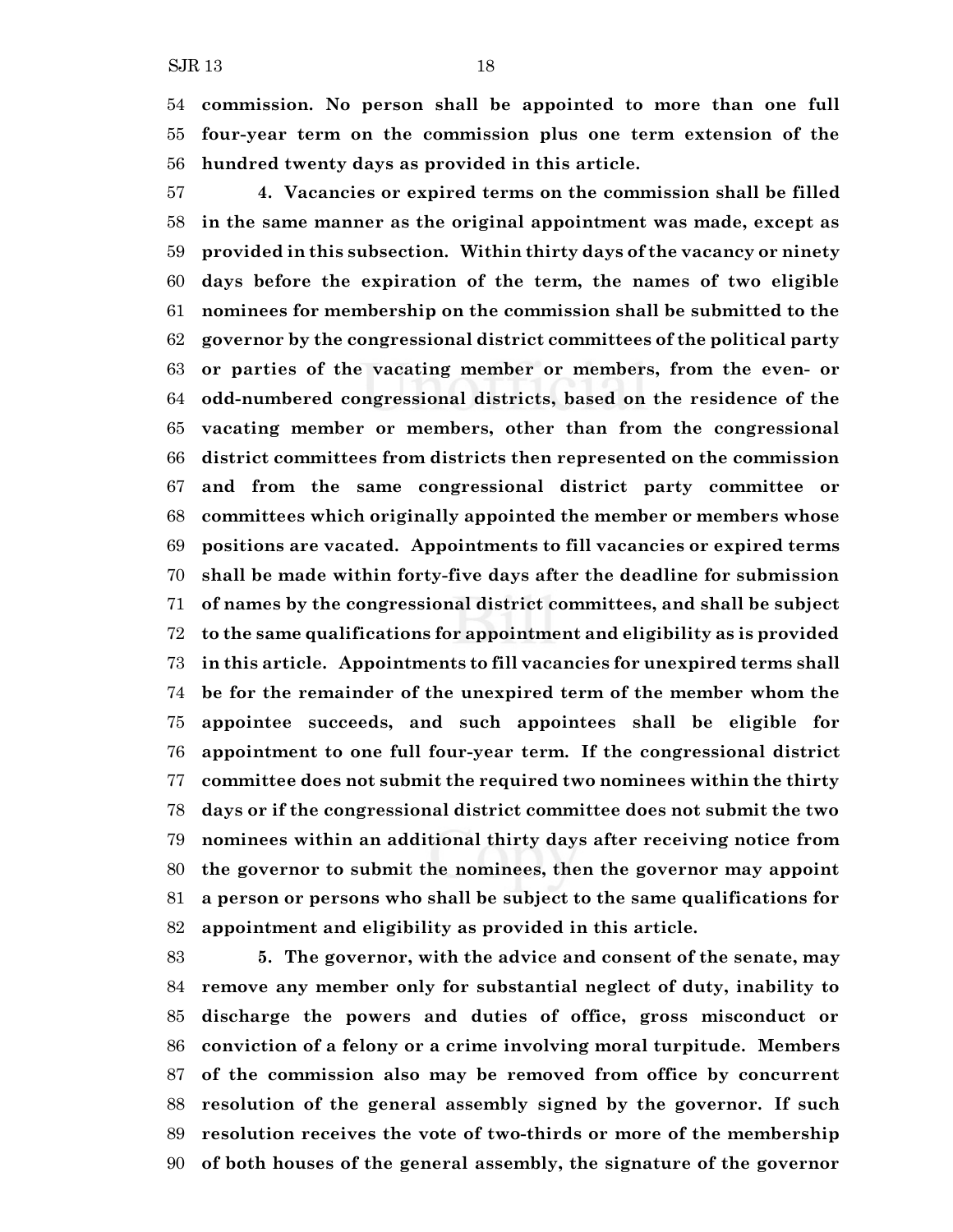**commission. No person shall be appointed to more than one full four-year term on the commission plus one term extension of the hundred twenty days as provided in this article.**

**4. Vacancies or expired terms on the commission shall be filled in the same manner as the original appointment was made, except as provided in this subsection. Within thirty days of the vacancy or ninety days before the expiration of the term, the names of two eligible nominees for membership on the commission shall be submitted to the governor by the congressional district committees of the political party or parties of the vacating member or members, from the even- or odd-numbered congressional districts, based on the residence of the vacating member or members, other than from the congressional district committees from districts then represented on the commission and from the same congressional district party committee or committees which originally appointed the member or members whose positions are vacated. Appointments to fill vacancies or expired terms shall be made within forty-five days after the deadline for submission of names by the congressional district committees, and shall be subject to the same qualifications for appointment and eligibility as is provided in this article. Appointments to fill vacancies for unexpired terms shall be for the remainder of the unexpired term of the member whom the appointee succeeds, and such appointees shall be eligible for appointment to one full four-year term. If the congressional district committee does not submit the required two nominees within the thirty days or if the congressional district committee does not submit the two nominees within an additional thirty days after receiving notice from the governor to submit the nominees, then the governor may appoint a person or persons who shall be subject to the same qualifications for appointment and eligibility as provided in this article.**

**5. The governor, with the advice and consent of the senate, may remove any member only for substantial neglect of duty, inability to discharge the powers and duties of office, gross misconduct or conviction of a felony or a crime involving moral turpitude. Members of the commission also may be removed from office by concurrent resolution of the general assembly signed by the governor. If such resolution receives the vote of two-thirds or more of the membership of both houses of the general assembly, the signature of the governor**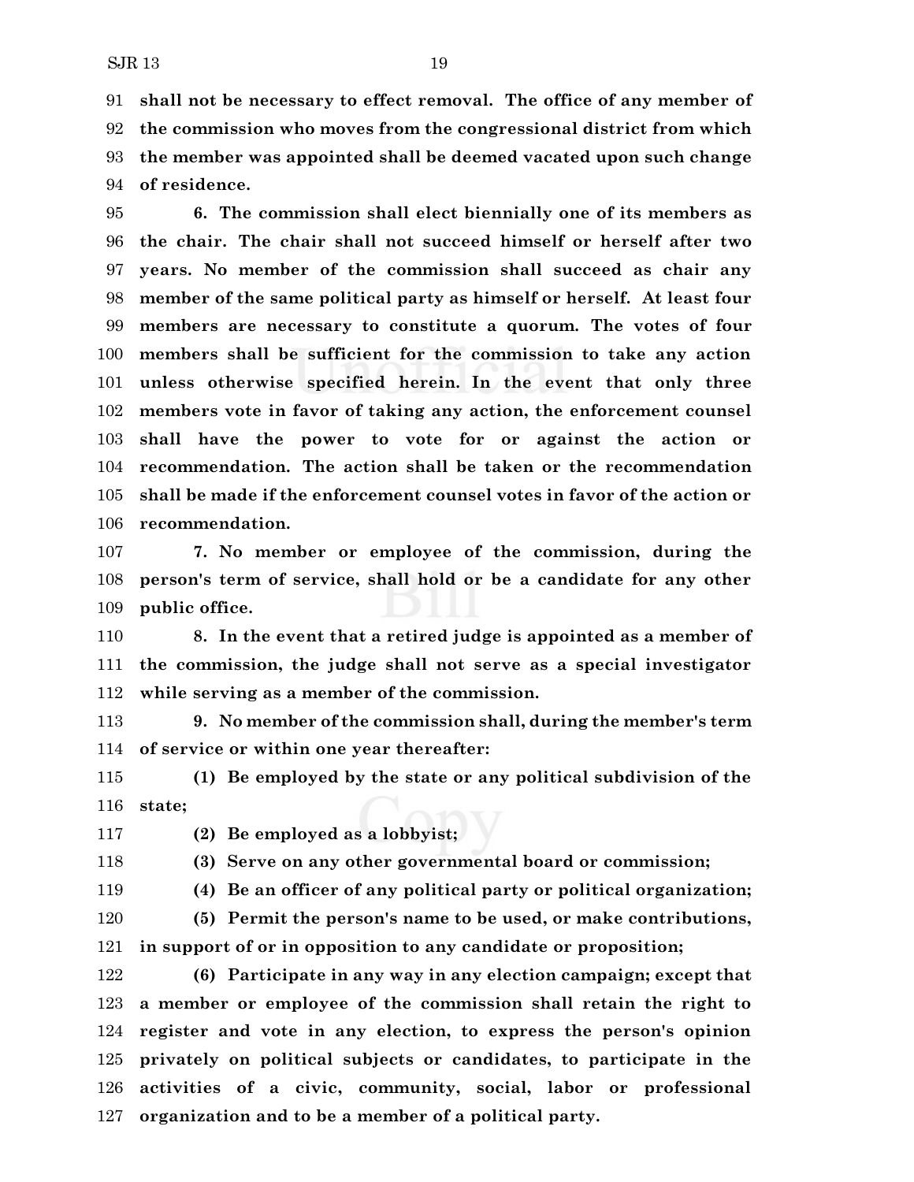**shall not be necessary to effect removal. The office of any member of the commission who moves from the congressional district from which the member was appointed shall be deemed vacated upon such change of residence.**

**6. The commission shall elect biennially one of its members as the chair. The chair shall not succeed himself or herself after two years. No member of the commission shall succeed as chair any member of the same political party as himself or herself. At least four members are necessary to constitute a quorum. The votes of four members shall be sufficient for the commission to take any action unless otherwise specified herein. In the event that only three members vote in favor of taking any action, the enforcement counsel shall have the power to vote for or against the action or recommendation. The action shall be taken or the recommendation shall be made if the enforcement counsel votes in favor of the action or recommendation.**

**7. No member or employee of the commission, during the person's term of service, shall hold or be a candidate for any other public office.**

**8. In the event that a retired judge is appointed as a member of the commission, the judge shall not serve as a special investigator while serving as a member of the commission.**

**9. No member of the commission shall, during the member's term of service or within one year thereafter:**

**(1) Be employed by the state or any political subdivision of the state;**

**(2) Be employed as a lobbyist;**

**(3) Serve on any other governmental board or commission;**

**(4) Be an officer of any political party or political organization;**

**(5) Permit the person's name to be used, or make contributions, in support of or in opposition to any candidate or proposition;**

**(6) Participate in any way in any election campaign; except that a member or employee of the commission shall retain the right to register and vote in any election, to express the person's opinion privately on political subjects or candidates, to participate in the activities of a civic, community, social, labor or professional organization and to be a member of a political party.**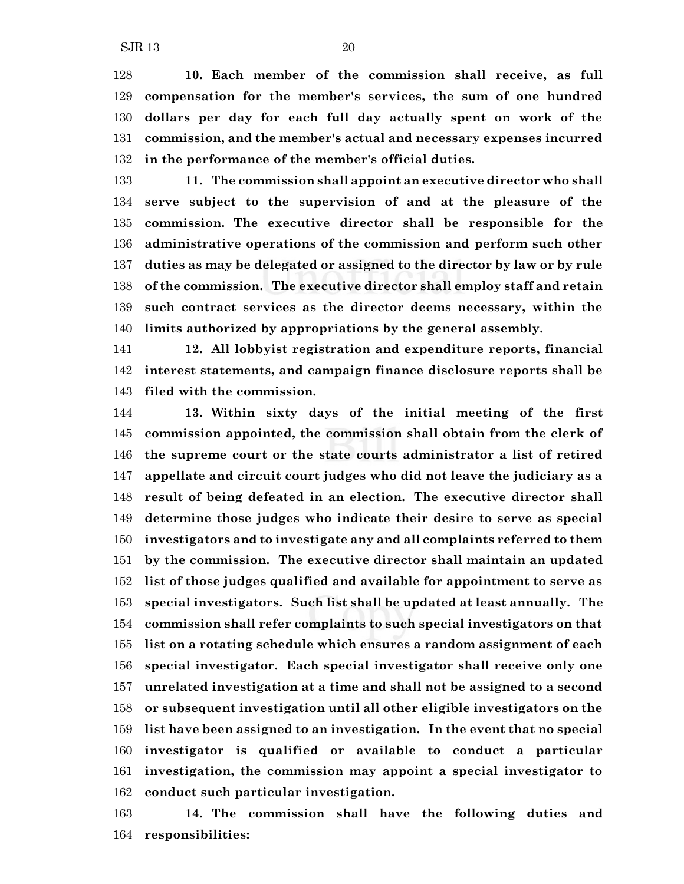**10. Each member of the commission shall receive, as full compensation for the member's services, the sum of one hundred dollars per day for each full day actually spent on work of the commission, and the member's actual and necessary expenses incurred in the performance of the member's official duties.**

**11. The commission shall appoint an executive director who shall serve subject to the supervision of and at the pleasure of the commission. The executive director shall be responsible for the administrative operations of the commission and perform such other duties as may be delegated or assigned to the director by law or by rule of the commission. The executive director shall employ staff and retain such contract services as the director deems necessary, within the limits authorized by appropriations by the general assembly.**

**12. All lobbyist registration and expenditure reports, financial interest statements, and campaign finance disclosure reports shall be filed with the commission.**

**13. Within sixty days of the initial meeting of the first commission appointed, the commission shall obtain from the clerk of the supreme court or the state courts administrator a list of retired appellate and circuit court judges who did not leave the judiciary as a result of being defeated in an election. The executive director shall determine those judges who indicate their desire to serve as special investigators and to investigate any and all complaints referred to them by the commission. The executive director shall maintain an updated list of those judges qualified and available for appointment to serve as special investigators. Such list shall be updated at least annually. The commission shall refer complaints to such special investigators on that list on a rotating schedule which ensures a random assignment of each special investigator. Each special investigator shall receive only one unrelated investigation at a time and shall not be assigned to a second or subsequent investigation until all other eligible investigators on the list have been assigned to an investigation. In the event that no special investigator is qualified or available to conduct a particular investigation, the commission may appoint a special investigator to conduct such particular investigation.**

**14. The commission shall have the following duties and responsibilities:**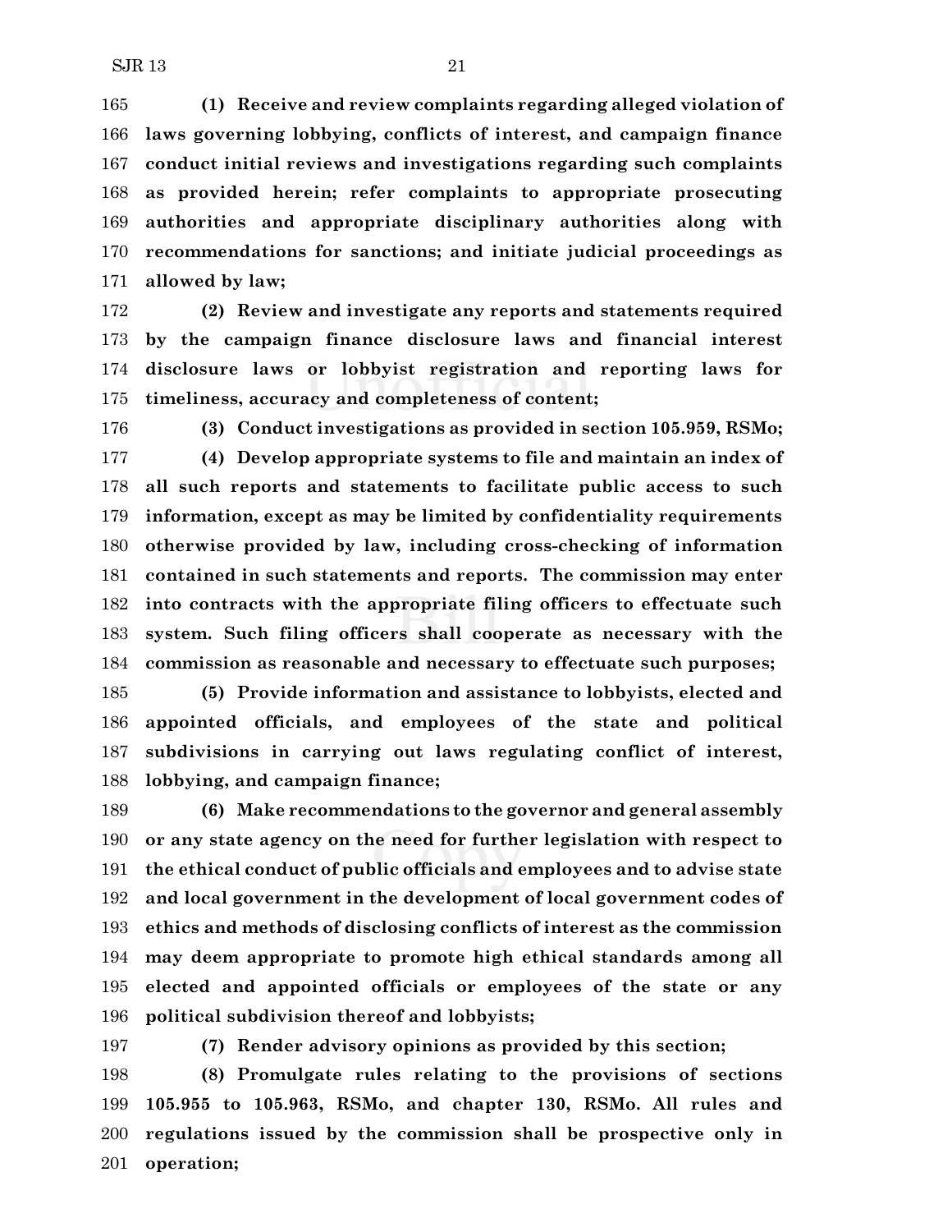**(1) Receive and review complaints regarding alleged violation of laws governing lobbying, conflicts of interest, and campaign finance conduct initial reviews and investigations regarding such complaints as provided herein; refer complaints to appropriate prosecuting authorities and appropriate disciplinary authorities along with recommendations for sanctions; and initiate judicial proceedings as allowed by law;**

**(2) Review and investigate any reports and statements required by the campaign finance disclosure laws and financial interest disclosure laws or lobbyist registration and reporting laws for timeliness, accuracy and completeness of content;**

**(3) Conduct investigations as provided in section 105.959, RSMo;**

**(4) Develop appropriate systems to file and maintain an index of all such reports and statements to facilitate public access to such information, except as may be limited by confidentiality requirements otherwise provided by law, including cross-checking of information contained in such statements and reports. The commission may enter into contracts with the appropriate filing officers to effectuate such system. Such filing officers shall cooperate as necessary with the commission as reasonable and necessary to effectuate such purposes;**

**(5) Provide information and assistance to lobbyists, elected and appointed officials, and employees of the state and political subdivisions in carrying out laws regulating conflict of interest, lobbying, and campaign finance;**

**(6) Make recommendations to the governor and general assembly or any state agency on the need for further legislation with respect to the ethical conduct of public officials and employees and to advise state and local government in the development of local government codes of ethics and methods of disclosing conflicts of interest as the commission may deem appropriate to promote high ethical standards among all elected and appointed officials or employees of the state or any political subdivision thereof and lobbyists;**

**(7) Render advisory opinions as provided by this section;**

**(8) Promulgate rules relating to the provisions of sections 105.955 to 105.963, RSMo, and chapter 130, RSMo. All rules and regulations issued by the commission shall be prospective only in operation;**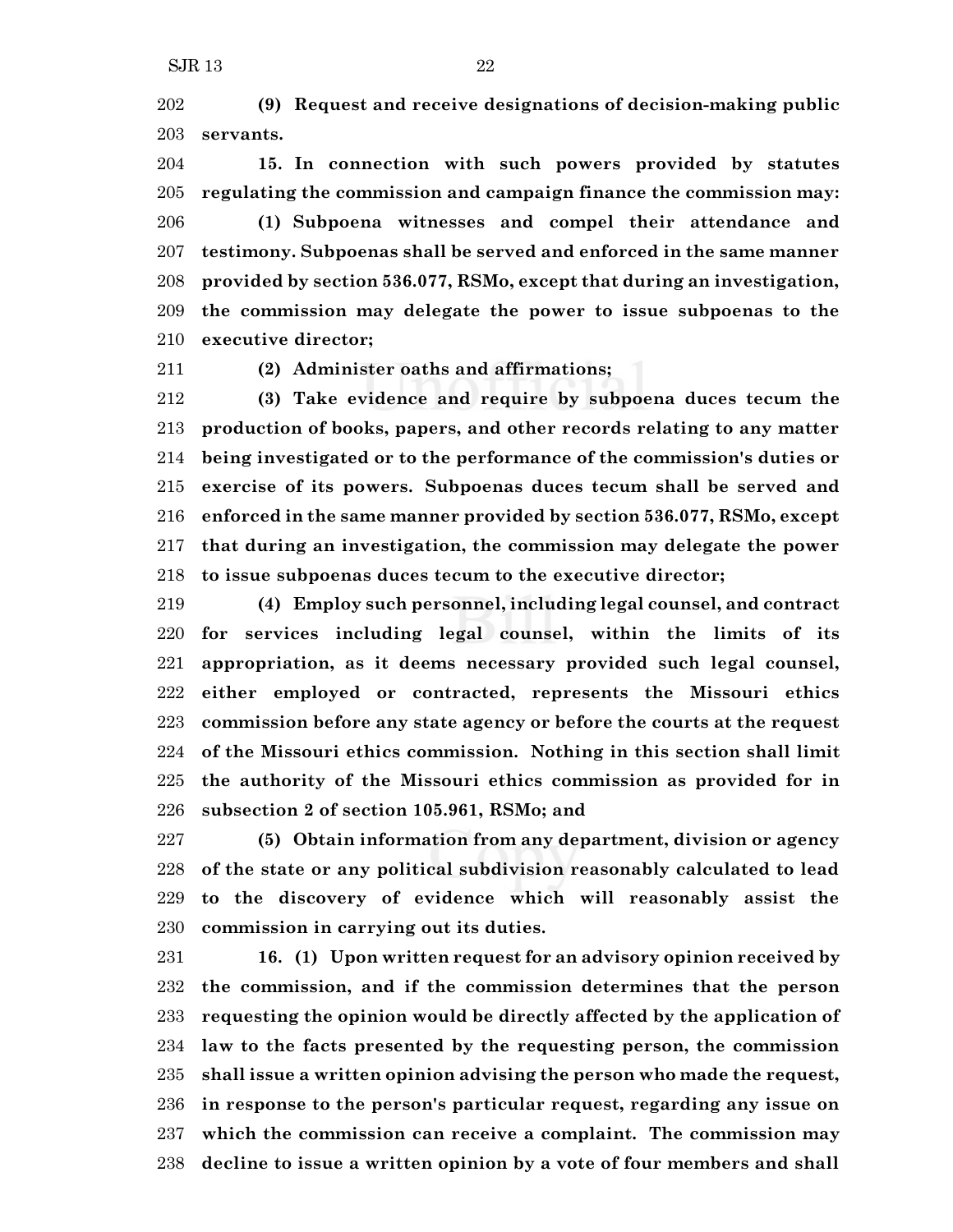**(9) Request and receive designations of decision-making public servants.**

**15. In connection with such powers provided by statutes regulating the commission and campaign finance the commission may:**

**(1) Subpoena witnesses and compel their attendance and testimony. Subpoenas shall be served and enforced in the same manner provided by section 536.077, RSMo, except that during an investigation, the commission may delegate the power to issue subpoenas to the executive director;**

**(2) Administer oaths and affirmations;**

**(3) Take evidence and require by subpoena duces tecum the production of books, papers, and other records relating to any matter being investigated or to the performance of the commission's duties or exercise of its powers. Subpoenas duces tecum shall be served and enforced in the same manner provided by section 536.077, RSMo, except that during an investigation, the commission may delegate the power to issue subpoenas duces tecum to the executive director;**

**(4) Employ such personnel, including legal counsel, and contract for services including legal counsel, within the limits of its appropriation, as it deems necessary provided such legal counsel, either employed or contracted, represents the Missouri ethics commission before any state agency or before the courts at the request of the Missouri ethics commission. Nothing in this section shall limit the authority of the Missouri ethics commission as provided for in subsection 2 of section 105.961, RSMo; and**

**(5) Obtain information from any department, division or agency of the state or any political subdivision reasonably calculated to lead to the discovery of evidence which will reasonably assist the commission in carrying out its duties.**

**16. (1) Upon written request for an advisory opinion received by the commission, and if the commission determines that the person requesting the opinion would be directly affected by the application of law to the facts presented by the requesting person, the commission shall issue a written opinion advising the person who made the request, in response to the person's particular request, regarding any issue on which the commission can receive a complaint. The commission may decline to issue a written opinion by a vote of four members and shall**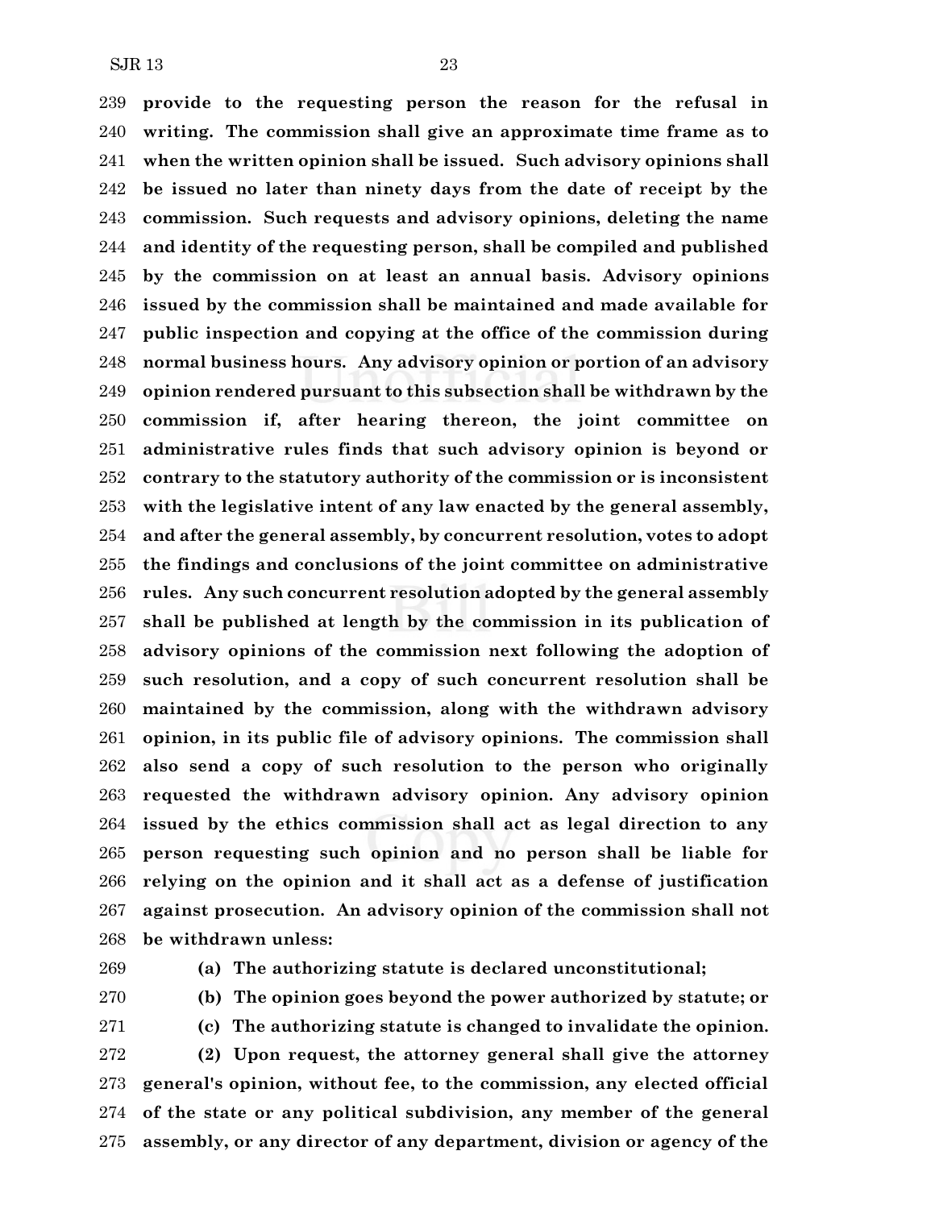**provide to the requesting person the reason for the refusal in writing. The commission shall give an approximate time frame as to when the written opinion shall be issued. Such advisory opinions shall be issued no later than ninety days from the date of receipt by the commission. Such requests and advisory opinions, deleting the name and identity of the requesting person, shall be compiled and published by the commission on at least an annual basis. Advisory opinions issued by the commission shall be maintained and made available for public inspection and copying at the office of the commission during normal business hours. Any advisory opinion or portion of an advisory opinion rendered pursuant to this subsection shall be withdrawn by the commission if, after hearing thereon, the joint committee on administrative rules finds that such advisory opinion is beyond or contrary to the statutory authority of the commission or is inconsistent with the legislative intent of any law enacted by the general assembly, and after the general assembly, by concurrent resolution, votes to adopt the findings and conclusions of the joint committee on administrative rules. Any such concurrent resolution adopted by the general assembly shall be published at length by the commission in its publication of advisory opinions of the commission next following the adoption of such resolution, and a copy of such concurrent resolution shall be maintained by the commission, along with the withdrawn advisory opinion, in its public file of advisory opinions. The commission shall also send a copy of such resolution to the person who originally requested the withdrawn advisory opinion. Any advisory opinion issued by the ethics commission shall act as legal direction to any person requesting such opinion and no person shall be liable for relying on the opinion and it shall act as a defense of justification against prosecution. An advisory opinion of the commission shall not be withdrawn unless:**

**(a) The authorizing statute is declared unconstitutional;**

**(b) The opinion goes beyond the power authorized by statute; or**

**(c) The authorizing statute is changed to invalidate the opinion.**

**(2) Upon request, the attorney general shall give the attorney general's opinion, without fee, to the commission, any elected official of the state or any political subdivision, any member of the general assembly, or any director of any department, division or agency of the**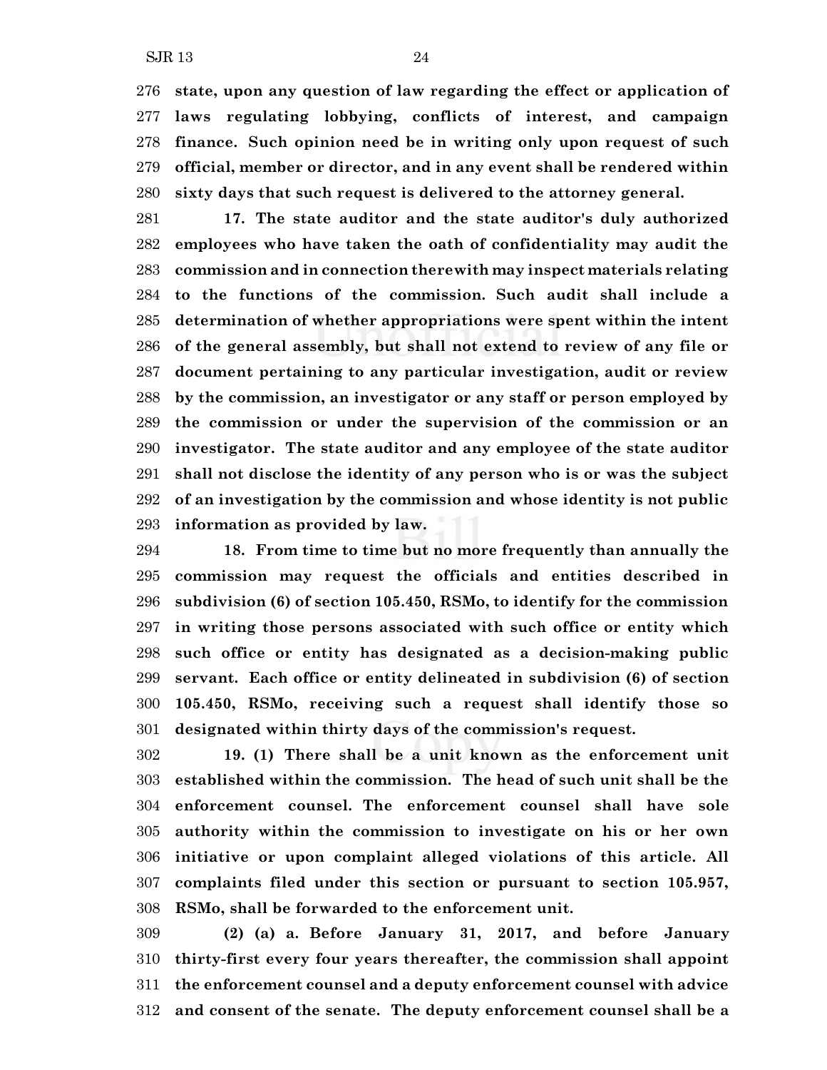**state, upon any question of law regarding the effect or application of laws regulating lobbying, conflicts of interest, and campaign finance. Such opinion need be in writing only upon request of such official, member or director, and in any event shall be rendered within sixty days that such request is delivered to the attorney general.**

**17. The state auditor and the state auditor's duly authorized employees who have taken the oath of confidentiality may audit the commission and in connection therewith may inspect materials relating to the functions of the commission. Such audit shall include a determination of whether appropriations were spent within the intent of the general assembly, but shall not extend to review of any file or document pertaining to any particular investigation, audit or review by the commission, an investigator or any staff or person employed by the commission or under the supervision of the commission or an investigator. The state auditor and any employee of the state auditor shall not disclose the identity of any person who is or was the subject of an investigation by the commission and whose identity is not public information as provided by law.**

**18. From time to time but no more frequently than annually the commission may request the officials and entities described in subdivision (6) of section 105.450, RSMo, to identify for the commission in writing those persons associated with such office or entity which such office or entity has designated as a decision-making public servant. Each office or entity delineated in subdivision (6) of section 105.450, RSMo, receiving such a request shall identify those so designated within thirty days of the commission's request.**

**19. (1) There shall be a unit known as the enforcement unit established within the commission. The head of such unit shall be the enforcement counsel. The enforcement counsel shall have sole authority within the commission to investigate on his or her own initiative or upon complaint alleged violations of this article. All complaints filed under this section or pursuant to section 105.957, RSMo, shall be forwarded to the enforcement unit.**

**(2) (a) a. Before January 31, 2017, and before January thirty-first every four years thereafter, the commission shall appoint the enforcement counsel and a deputy enforcement counsel with advice and consent of the senate. The deputy enforcement counsel shall be a**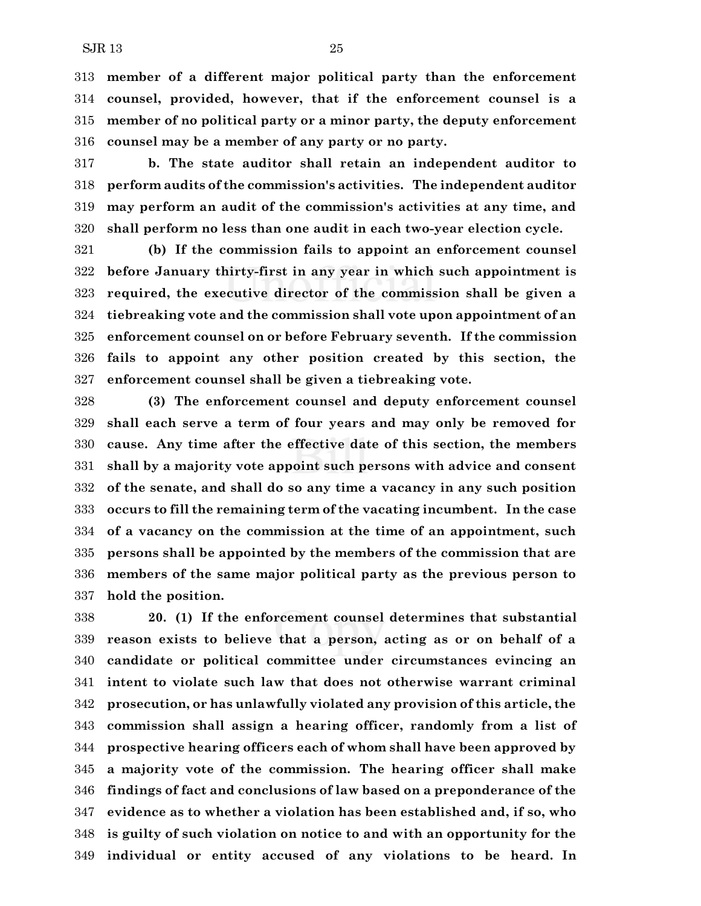**member of a different major political party than the enforcement counsel, provided, however, that if the enforcement counsel is a member of no political party or a minor party, the deputy enforcement counsel may be a member of any party or no party.**

**b. The state auditor shall retain an independent auditor to perform audits of the commission's activities. The independent auditor may perform an audit of the commission's activities at any time, and shall perform no less than one audit in each two-year election cycle.**

**(b) If the commission fails to appoint an enforcement counsel before January thirty-first in any year in which such appointment is required, the executive director of the commission shall be given a tiebreaking vote and the commission shall vote upon appointment of an enforcement counsel on or before February seventh. If the commission fails to appoint any other position created by this section, the enforcement counsel shall be given a tiebreaking vote.**

**(3) The enforcement counsel and deputy enforcement counsel shall each serve a term of four years and may only be removed for cause. Any time after the effective date of this section, the members shall by a majority vote appoint such persons with advice and consent of the senate, and shall do so any time a vacancy in any such position occurs to fill the remaining term of the vacating incumbent. In the case of a vacancy on the commission at the time of an appointment, such persons shall be appointed by the members of the commission that are members of the same major political party as the previous person to hold the position.**

**20. (1) If the enforcement counsel determines that substantial reason exists to believe that a person, acting as or on behalf of a candidate or political committee under circumstances evincing an intent to violate such law that does not otherwise warrant criminal prosecution, or has unlawfully violated any provision of this article, the commission shall assign a hearing officer, randomly from a list of prospective hearing officers each of whom shall have been approved by a majority vote of the commission. The hearing officer shall make findings of fact and conclusions of law based on a preponderance of the evidence as to whether a violation has been established and, if so, who is guilty of such violation on notice to and with an opportunity for the individual or entity accused of any violations to be heard. In**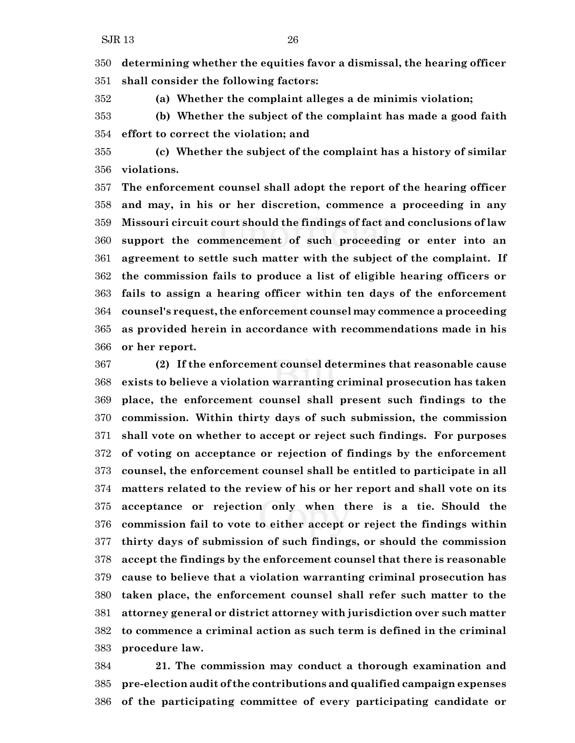**determining whether the equities favor a dismissal, the hearing officer shall consider the following factors:**

**(a) Whether the complaint alleges a de minimis violation;**

**(b) Whether the subject of the complaint has made a good faith effort to correct the violation; and**

**(c) Whether the subject of the complaint has a history of similar violations.**

**The enforcement counsel shall adopt the report of the hearing officer and may, in his or her discretion, commence a proceeding in any Missouri circuit court should the findings of fact and conclusions of law support the commencement of such proceeding or enter into an agreement to settle such matter with the subject of the complaint. If the commission fails to produce a list of eligible hearing officers or fails to assign a hearing officer within ten days of the enforcement counsel's request, the enforcement counsel may commence a proceeding as provided herein in accordance with recommendations made in his or her report.**

**(2) If the enforcement counsel determines that reasonable cause exists to believe a violation warranting criminal prosecution has taken place, the enforcement counsel shall present such findings to the commission. Within thirty days of such submission, the commission shall vote on whether to accept or reject such findings. For purposes of voting on acceptance or rejection of findings by the enforcement counsel, the enforcement counsel shall be entitled to participate in all matters related to the review of his or her report and shall vote on its acceptance or rejection only when there is a tie. Should the commission fail to vote to either accept or reject the findings within thirty days of submission of such findings, or should the commission accept the findings by the enforcement counsel that there is reasonable cause to believe that a violation warranting criminal prosecution has taken place, the enforcement counsel shall refer such matter to the attorney general or district attorney with jurisdiction over such matter to commence a criminal action as such term is defined in the criminal procedure law.**

**21. The commission may conduct a thorough examination and pre-election audit of the contributions and qualified campaign expenses of the participating committee of every participating candidate or**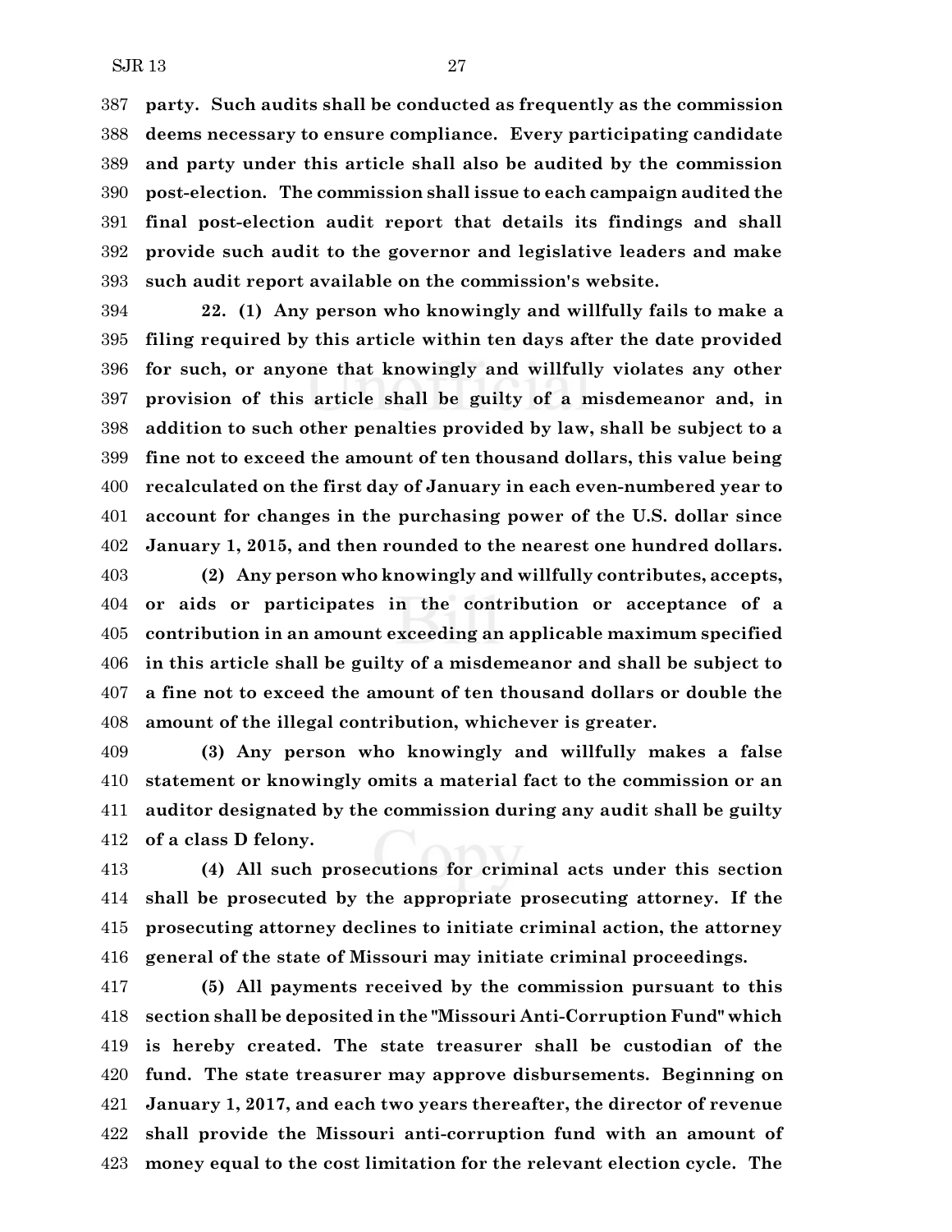**party. Such audits shall be conducted as frequently as the commission deems necessary to ensure compliance. Every participating candidate and party under this article shall also be audited by the commission post-election. The commission shall issue to each campaign audited the final post-election audit report that details its findings and shall provide such audit to the governor and legislative leaders and make such audit report available on the commission's website.**

**22. (1) Any person who knowingly and willfully fails to make a filing required by this article within ten days after the date provided for such, or anyone that knowingly and willfully violates any other provision of this article shall be guilty of a misdemeanor and, in addition to such other penalties provided by law, shall be subject to a fine not to exceed the amount of ten thousand dollars, this value being recalculated on the first day of January in each even-numbered year to account for changes in the purchasing power of the U.S. dollar since January 1, 2015, and then rounded to the nearest one hundred dollars.**

**(2) Any person who knowingly and willfully contributes, accepts, or aids or participates in the contribution or acceptance of a contribution in an amount exceeding an applicable maximum specified in this article shall be guilty of a misdemeanor and shall be subject to a fine not to exceed the amount of ten thousand dollars or double the amount of the illegal contribution, whichever is greater.**

**(3) Any person who knowingly and willfully makes a false statement or knowingly omits a material fact to the commission or an auditor designated by the commission during any audit shall be guilty of a class D felony.**

**(4) All such prosecutions for criminal acts under this section shall be prosecuted by the appropriate prosecuting attorney. If the prosecuting attorney declines to initiate criminal action, the attorney general of the state of Missouri may initiate criminal proceedings.**

**(5) All payments received by the commission pursuant to this section shall be deposited in the "Missouri Anti-Corruption Fund" which is hereby created. The state treasurer shall be custodian of the fund. The state treasurer may approve disbursements. Beginning on January 1, 2017, and each two years thereafter, the director of revenue shall provide the Missouri anti-corruption fund with an amount of money equal to the cost limitation for the relevant election cycle. The**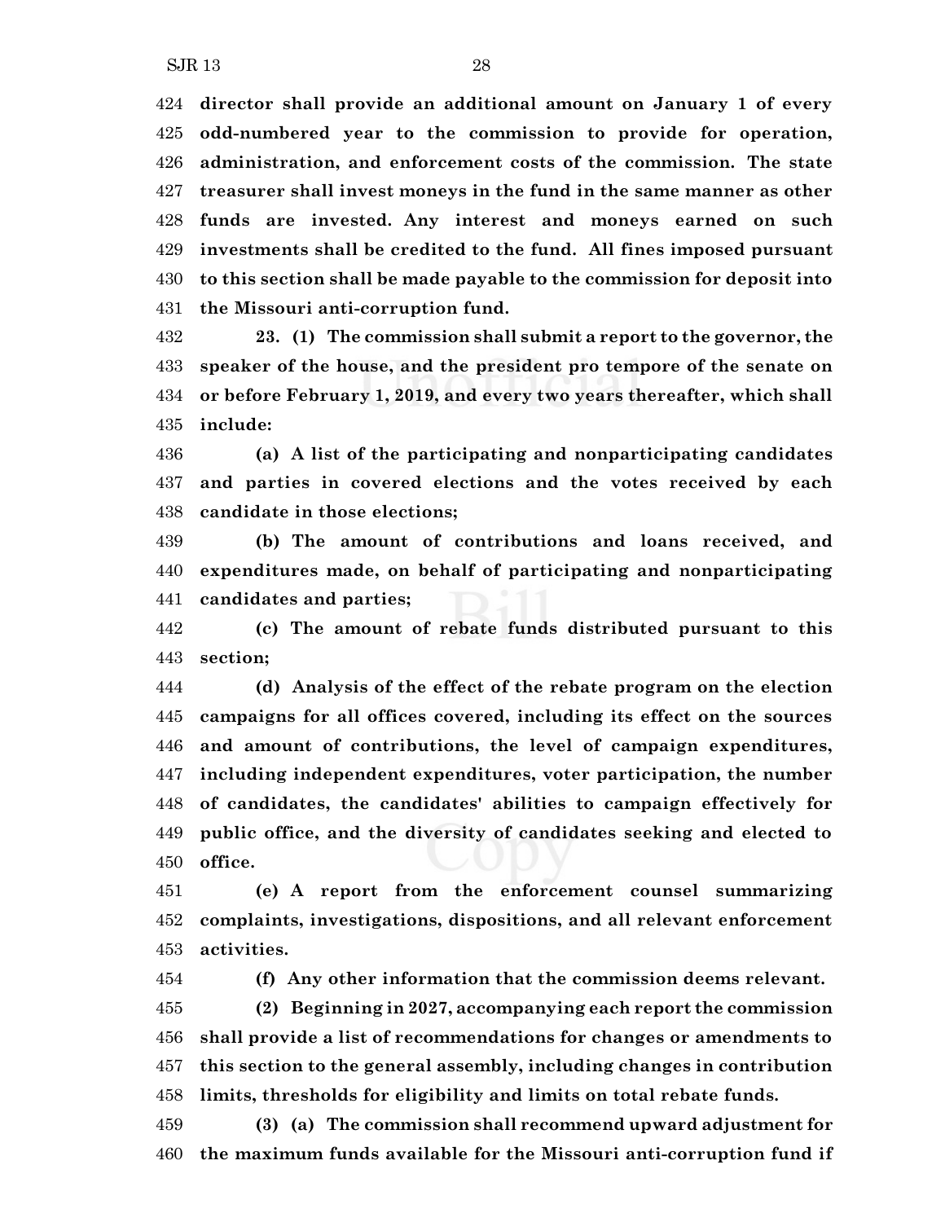**director shall provide an additional amount on January 1 of every odd-numbered year to the commission to provide for operation, administration, and enforcement costs of the commission. The state treasurer shall invest moneys in the fund in the same manner as other funds are invested. Any interest and moneys earned on such investments shall be credited to the fund. All fines imposed pursuant to this section shall be made payable to the commission for deposit into the Missouri anti-corruption fund.**

**23. (1) The commission shall submit a report to the governor, the speaker of the house, and the president pro tempore of the senate on or before February 1, 2019, and every two years thereafter, which shall include:**

**(a) A list of the participating and nonparticipating candidates and parties in covered elections and the votes received by each candidate in those elections;**

**(b) The amount of contributions and loans received, and expenditures made, on behalf of participating and nonparticipating candidates and parties;**

**(c) The amount of rebate funds distributed pursuant to this section;**

**(d) Analysis of the effect of the rebate program on the election campaigns for all offices covered, including its effect on the sources and amount of contributions, the level of campaign expenditures, including independent expenditures, voter participation, the number of candidates, the candidates' abilities to campaign effectively for public office, and the diversity of candidates seeking and elected to office.**

**(e) A report from the enforcement counsel summarizing complaints, investigations, dispositions, and all relevant enforcement activities.**

**(f) Any other information that the commission deems relevant.**

**(2) Beginning in 2027, accompanying each report the commission shall provide a list of recommendations for changes or amendments to this section to the general assembly, including changes in contribution limits, thresholds for eligibility and limits on total rebate funds.**

**(3) (a) The commission shall recommend upward adjustment for the maximum funds available for the Missouri anti-corruption fund if**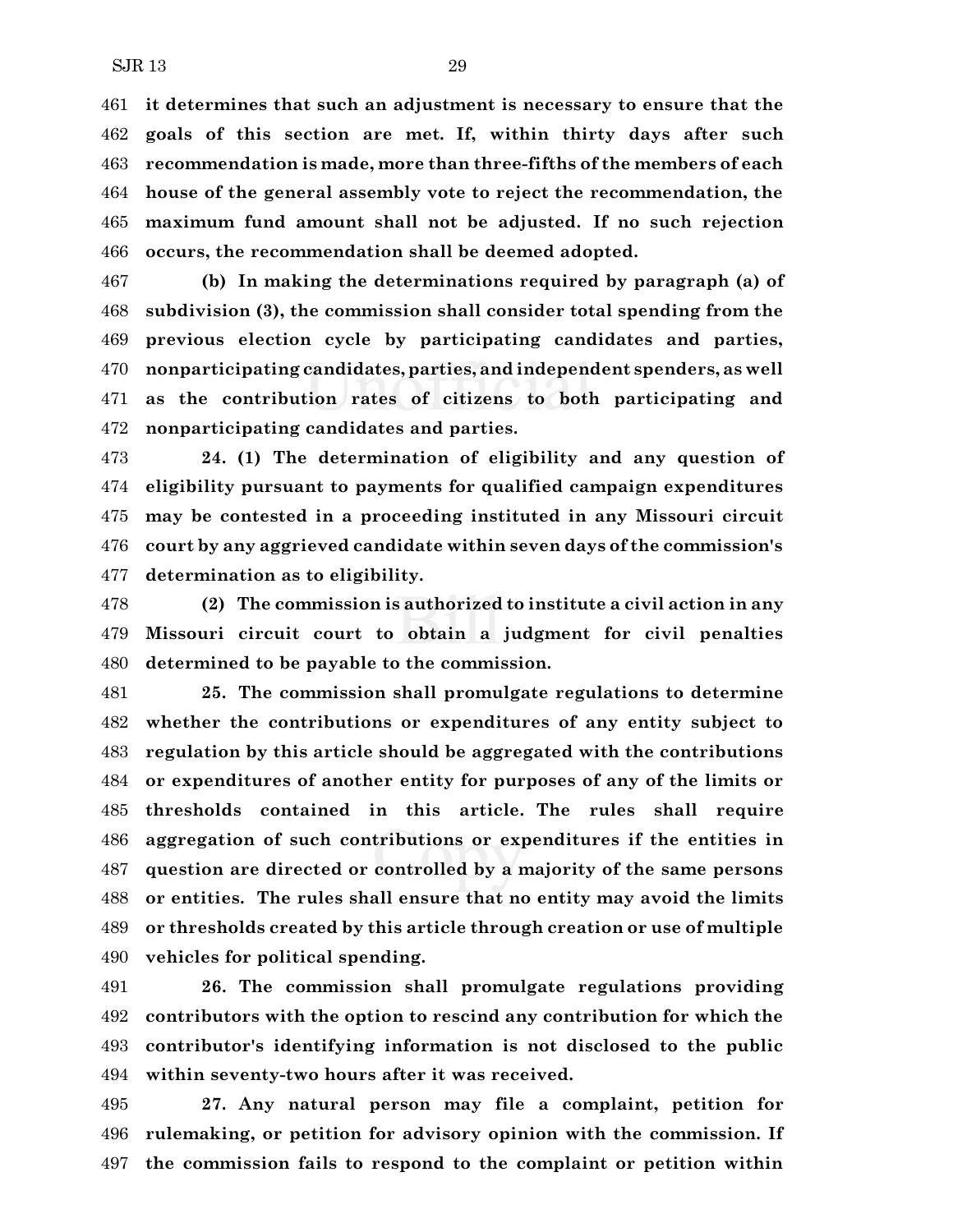**it determines that such an adjustment is necessary to ensure that the goals of this section are met. If, within thirty days after such recommendation is made, more than three-fifths of the members of each house of the general assembly vote to reject the recommendation, the maximum fund amount shall not be adjusted. If no such rejection occurs, the recommendation shall be deemed adopted.**

**(b) In making the determinations required by paragraph (a) of subdivision (3), the commission shall consider total spending from the previous election cycle by participating candidates and parties, nonparticipating candidates, parties, and independent spenders, as well as the contribution rates of citizens to both participating and nonparticipating candidates and parties.**

**24. (1) The determination of eligibility and any question of eligibility pursuant to payments for qualified campaign expenditures may be contested in a proceeding instituted in any Missouri circuit court by any aggrieved candidate within seven days of the commission's determination as to eligibility.**

**(2) The commission is authorized to institute a civil action in any Missouri circuit court to obtain a judgment for civil penalties determined to be payable to the commission.**

**25. The commission shall promulgate regulations to determine whether the contributions or expenditures of any entity subject to regulation by this article should be aggregated with the contributions or expenditures of another entity for purposes of any of the limits or thresholds contained in this article. The rules shall require aggregation of such contributions or expenditures if the entities in question are directed or controlled by a majority of the same persons or entities. The rules shall ensure that no entity may avoid the limits or thresholds created by this article through creation or use of multiple vehicles for political spending.**

**26. The commission shall promulgate regulations providing contributors with the option to rescind any contribution for which the contributor's identifying information is not disclosed to the public within seventy-two hours after it was received.**

**27. Any natural person may file a complaint, petition for rulemaking, or petition for advisory opinion with the commission. If the commission fails to respond to the complaint or petition within**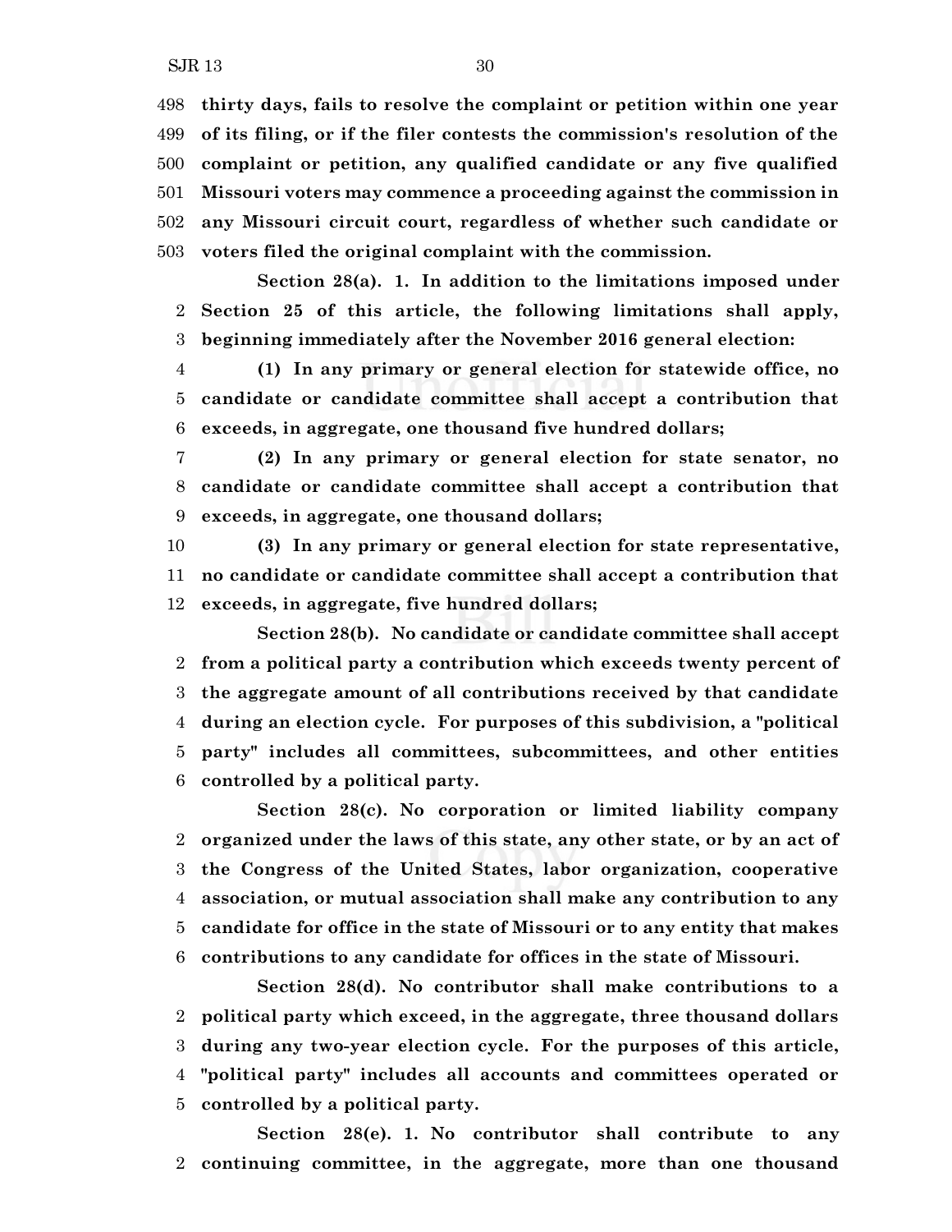**thirty days, fails to resolve the complaint or petition within one year of its filing, or if the filer contests the commission's resolution of the complaint or petition, any qualified candidate or any five qualified Missouri voters may commence a proceeding against the commission in any Missouri circuit court, regardless of whether such candidate or voters filed the original complaint with the commission.**

**Section 28(a). 1. In addition to the limitations imposed under Section 25 of this article, the following limitations shall apply, beginning immediately after the November 2016 general election:**

**(1) In any primary or general election for statewide office, no candidate or candidate committee shall accept a contribution that exceeds, in aggregate, one thousand five hundred dollars;**

**(2) In any primary or general election for state senator, no candidate or candidate committee shall accept a contribution that exceeds, in aggregate, one thousand dollars;**

**(3) In any primary or general election for state representative, no candidate or candidate committee shall accept a contribution that exceeds, in aggregate, five hundred dollars;**

**Section 28(b). No candidate or candidate committee shall accept from a political party a contribution which exceeds twenty percent of the aggregate amount of all contributions received by that candidate during an election cycle. For purposes of this subdivision, a "political party" includes all committees, subcommittees, and other entities controlled by a political party.**

**Section 28(c). No corporation or limited liability company organized under the laws of this state, any other state, or by an act of the Congress of the United States, labor organization, cooperative association, or mutual association shall make any contribution to any candidate for office in the state of Missouri or to any entity that makes contributions to any candidate for offices in the state of Missouri.**

**Section 28(d). No contributor shall make contributions to a political party which exceed, in the aggregate, three thousand dollars during any two-year election cycle. For the purposes of this article, "political party" includes all accounts and committees operated or controlled by a political party.**

**Section 28(e). 1. No contributor shall contribute to any continuing committee, in the aggregate, more than one thousand**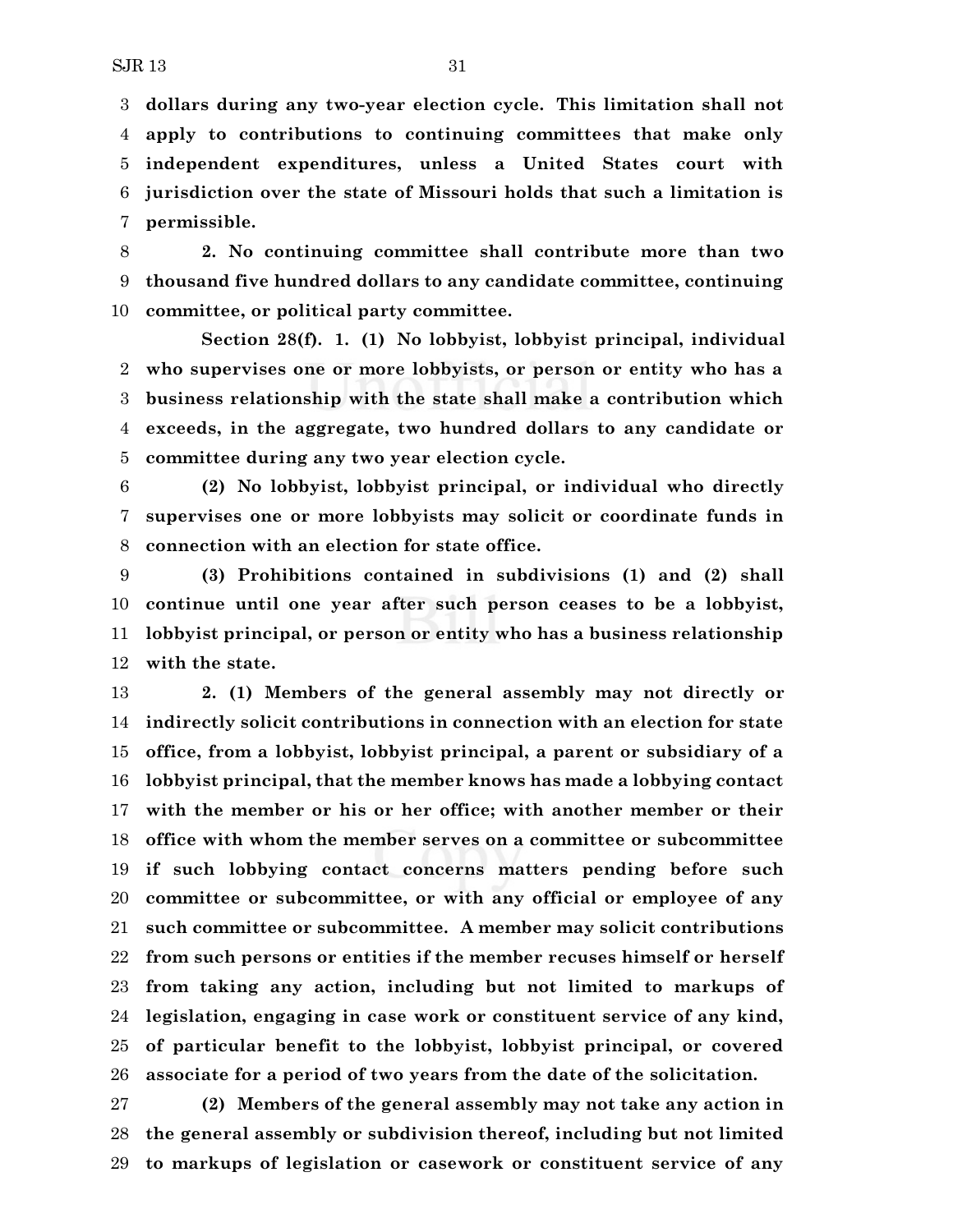**dollars during any two-year election cycle. This limitation shall not apply to contributions to continuing committees that make only independent expenditures, unless a United States court with jurisdiction over the state of Missouri holds that such a limitation is permissible.**

**2. No continuing committee shall contribute more than two thousand five hundred dollars to any candidate committee, continuing committee, or political party committee.**

**Section 28(f). 1. (1) No lobbyist, lobbyist principal, individual who supervises one or more lobbyists, or person or entity who has a business relationship with the state shall make a contribution which exceeds, in the aggregate, two hundred dollars to any candidate or committee during any two year election cycle.**

**(2) No lobbyist, lobbyist principal, or individual who directly supervises one or more lobbyists may solicit or coordinate funds in connection with an election for state office.**

**(3) Prohibitions contained in subdivisions (1) and (2) shall continue until one year after such person ceases to be a lobbyist, lobbyist principal, or person or entity who has a business relationship with the state.**

**2. (1) Members of the general assembly may not directly or indirectly solicit contributions in connection with an election for state office, from a lobbyist, lobbyist principal, a parent or subsidiary of a lobbyist principal, that the member knows has made a lobbying contact with the member or his or her office; with another member or their office with whom the member serves on a committee or subcommittee if such lobbying contact concerns matters pending before such committee or subcommittee, or with any official or employee of any such committee or subcommittee. A member may solicit contributions from such persons or entities if the member recuses himself or herself from taking any action, including but not limited to markups of legislation, engaging in case work or constituent service of any kind, of particular benefit to the lobbyist, lobbyist principal, or covered associate for a period of two years from the date of the solicitation.**

**(2) Members of the general assembly may not take any action in the general assembly or subdivision thereof, including but not limited to markups of legislation or casework or constituent service of any**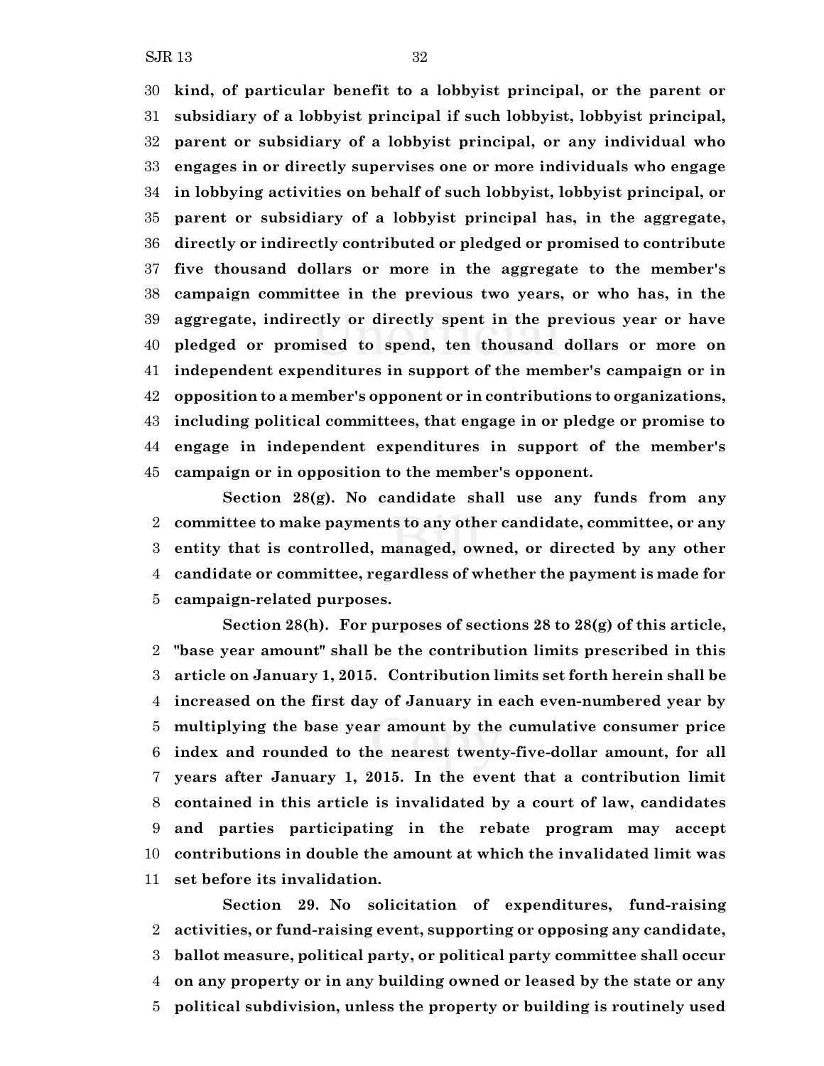**kind, of particular benefit to a lobbyist principal, or the parent or subsidiary of a lobbyist principal if such lobbyist, lobbyist principal, parent or subsidiary of a lobbyist principal, or any individual who engages in or directly supervises one or more individuals who engage in lobbying activities on behalf of such lobbyist, lobbyist principal, or parent or subsidiary of a lobbyist principal has, in the aggregate, directly or indirectly contributed or pledged or promised to contribute five thousand dollars or more in the aggregate to the member's campaign committee in the previous two years, or who has, in the aggregate, indirectly or directly spent in the previous year or have pledged or promised to spend, ten thousand dollars or more on independent expenditures in support of the member's campaign or in opposition to a member's opponent or in contributions to organizations, including political committees, that engage in or pledge or promise to engage in independent expenditures in support of the member's campaign or in opposition to the member's opponent.**

**Section 28(g). No candidate shall use any funds from any committee to make payments to any other candidate, committee, or any entity that is controlled, managed, owned, or directed by any other candidate or committee, regardless of whether the payment is made for campaign-related purposes.**

**Section 28(h). For purposes of sections 28 to 28(g) of this article, "base year amount" shall be the contribution limits prescribed in this article on January 1, 2015. Contribution limits set forth herein shall be increased on the first day of January in each even-numbered year by multiplying the base year amount by the cumulative consumer price index and rounded to the nearest twenty-five-dollar amount, for all years after January 1, 2015. In the event that a contribution limit contained in this article is invalidated by a court of law, candidates and parties participating in the rebate program may accept contributions in double the amount at which the invalidated limit was set before its invalidation.**

**Section 29. No solicitation of expenditures, fund-raising activities, or fund-raising event, supporting or opposing any candidate, ballot measure, political party, or political party committee shall occur on any property or in any building owned or leased by the state or any political subdivision, unless the property or building is routinely used**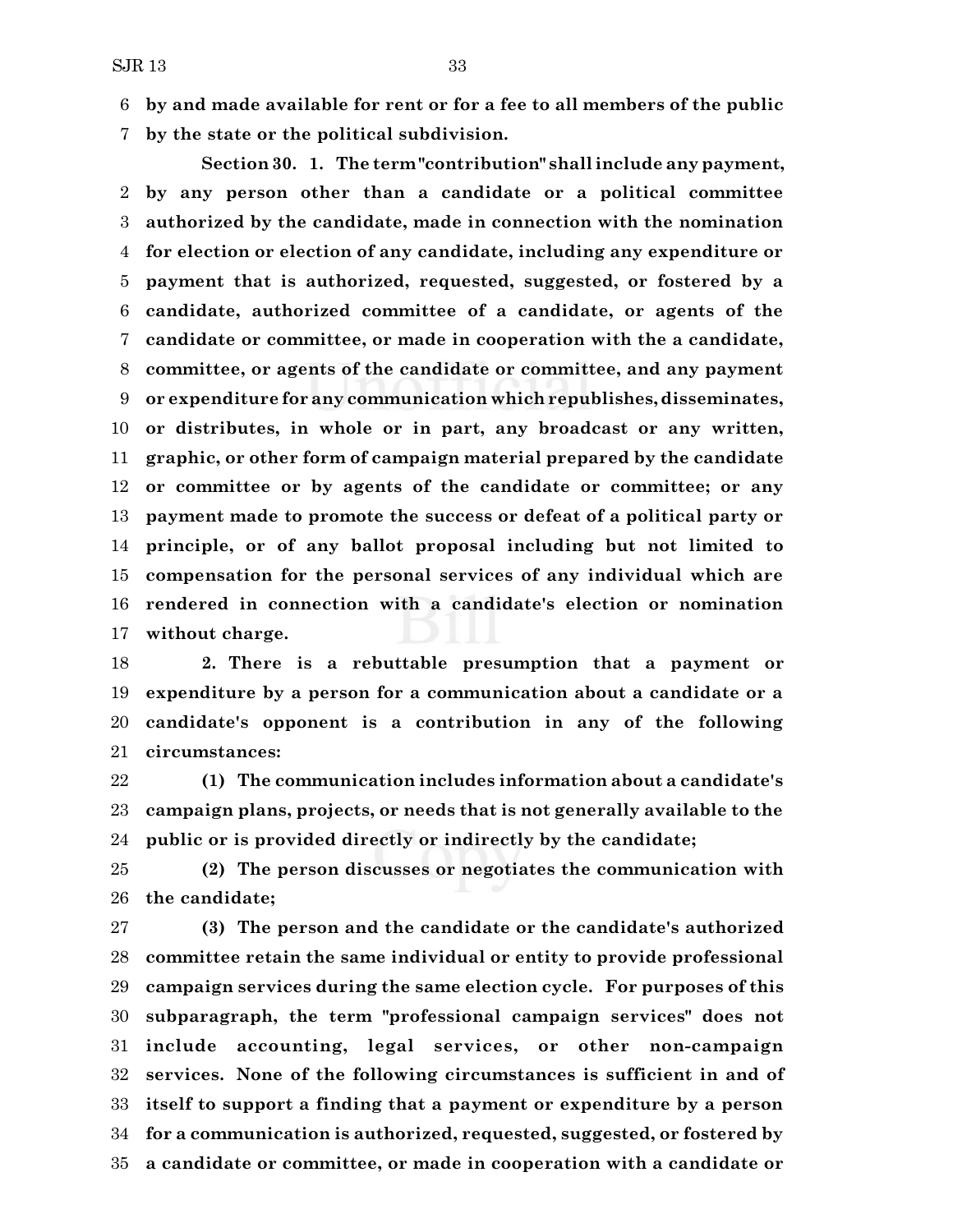**by and made available for rent or for a fee to all members of the public by the state or the political subdivision.**

**Section 30. 1. The term "contribution" shall include any payment, by any person other than a candidate or a political committee authorized by the candidate, made in connection with the nomination for election or election of any candidate, including any expenditure or payment that is authorized, requested, suggested, or fostered by a candidate, authorized committee of a candidate, or agents of the candidate or committee, or made in cooperation with the a candidate, committee, or agents of the candidate or committee, and any payment or expenditure for any communication which republishes, disseminates, or distributes, in whole or in part, any broadcast or any written, graphic, or other form of campaign material prepared by the candidate or committee or by agents of the candidate or committee; or any payment made to promote the success or defeat of a political party or principle, or of any ballot proposal including but not limited to compensation for the personal services of any individual which are rendered in connection with a candidate's election or nomination without charge.**

**2. There is a rebuttable presumption that a payment or expenditure by a person for a communication about a candidate or a candidate's opponent is a contribution in any of the following circumstances:**

**(1) The communication includes information about a candidate's campaign plans, projects, or needs that is not generally available to the public or is provided directly or indirectly by the candidate;**

**(2) The person discusses or negotiates the communication with the candidate;**

**(3) The person and the candidate or the candidate's authorized committee retain the same individual or entity to provide professional campaign services during the same election cycle. For purposes of this subparagraph, the term "professional campaign services" does not include accounting, legal services, or other non-campaign services. None of the following circumstances is sufficient in and of itself to support a finding that a payment or expenditure by a person for a communication is authorized, requested, suggested, or fostered by a candidate or committee, or made in cooperation with a candidate or**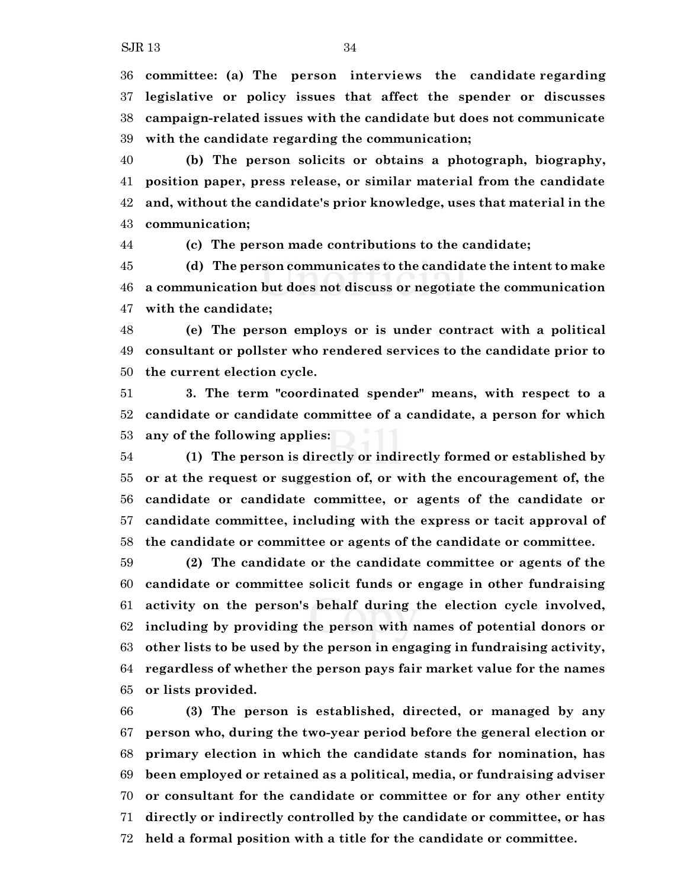**committee: (a) The person interviews the candidate regarding legislative or policy issues that affect the spender or discusses campaign-related issues with the candidate but does not communicate with the candidate regarding the communication;**

**(b) The person solicits or obtains a photograph, biography, position paper, press release, or similar material from the candidate and, without the candidate's prior knowledge, uses that material in the communication;**

**(c) The person made contributions to the candidate;**

**(d) The person communicates to the candidate the intent to make a communication but does not discuss or negotiate the communication with the candidate;**

**(e) The person employs or is under contract with a political consultant or pollster who rendered services to the candidate prior to the current election cycle.**

**3. The term "coordinated spender" means, with respect to a candidate or candidate committee of a candidate, a person for which any of the following applies:**

**(1) The person is directly or indirectly formed or established by or at the request or suggestion of, or with the encouragement of, the candidate or candidate committee, or agents of the candidate or candidate committee, including with the express or tacit approval of the candidate or committee or agents of the candidate or committee.**

**(2) The candidate or the candidate committee or agents of the candidate or committee solicit funds or engage in other fundraising activity on the person's behalf during the election cycle involved, including by providing the person with names of potential donors or other lists to be used by the person in engaging in fundraising activity, regardless of whether the person pays fair market value for the names or lists provided.**

**(3) The person is established, directed, or managed by any person who, during the two-year period before the general election or primary election in which the candidate stands for nomination, has been employed or retained as a political, media, or fundraising adviser or consultant for the candidate or committee or for any other entity directly or indirectly controlled by the candidate or committee, or has held a formal position with a title for the candidate or committee.**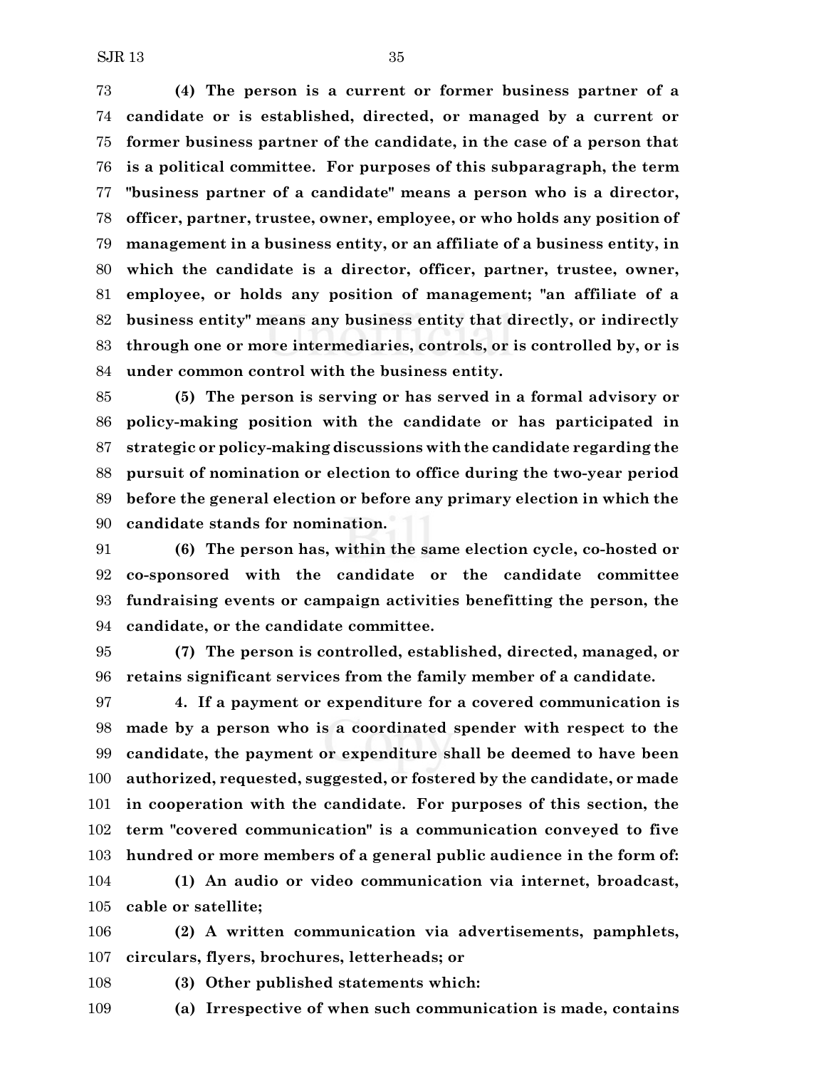**(4) The person is a current or former business partner of a candidate or is established, directed, or managed by a current or former business partner of the candidate, in the case of a person that is a political committee. For purposes of this subparagraph, the term "business partner of a candidate" means a person who is a director, officer, partner, trustee, owner, employee, or who holds any position of management in a business entity, or an affiliate of a business entity, in which the candidate is a director, officer, partner, trustee, owner, employee, or holds any position of management; "an affiliate of a business entity" means any business entity that directly, or indirectly through one or more intermediaries, controls, or is controlled by, or is under common control with the business entity.**

**(5) The person is serving or has served in a formal advisory or policy-making position with the candidate or has participated in strategic or policy-making discussions with the candidate regarding the pursuit of nomination or election to office during the two-year period before the general election or before any primary election in which the candidate stands for nomination.**

**(6) The person has, within the same election cycle, co-hosted or co-sponsored with the candidate or the candidate committee fundraising events or campaign activities benefitting the person, the candidate, or the candidate committee.**

**(7) The person is controlled, established, directed, managed, or retains significant services from the family member of a candidate.**

**4. If a payment or expenditure for a covered communication is made by a person who is a coordinated spender with respect to the candidate, the payment or expenditure shall be deemed to have been authorized, requested, suggested, or fostered by the candidate, or made in cooperation with the candidate. For purposes of this section, the term "covered communication" is a communication conveyed to five hundred or more members of a general public audience in the form of:**

**(1) An audio or video communication via internet, broadcast, cable or satellite;**

**(2) A written communication via advertisements, pamphlets, circulars, flyers, brochures, letterheads; or**

**(3) Other published statements which:**

**(a) Irrespective of when such communication is made, contains**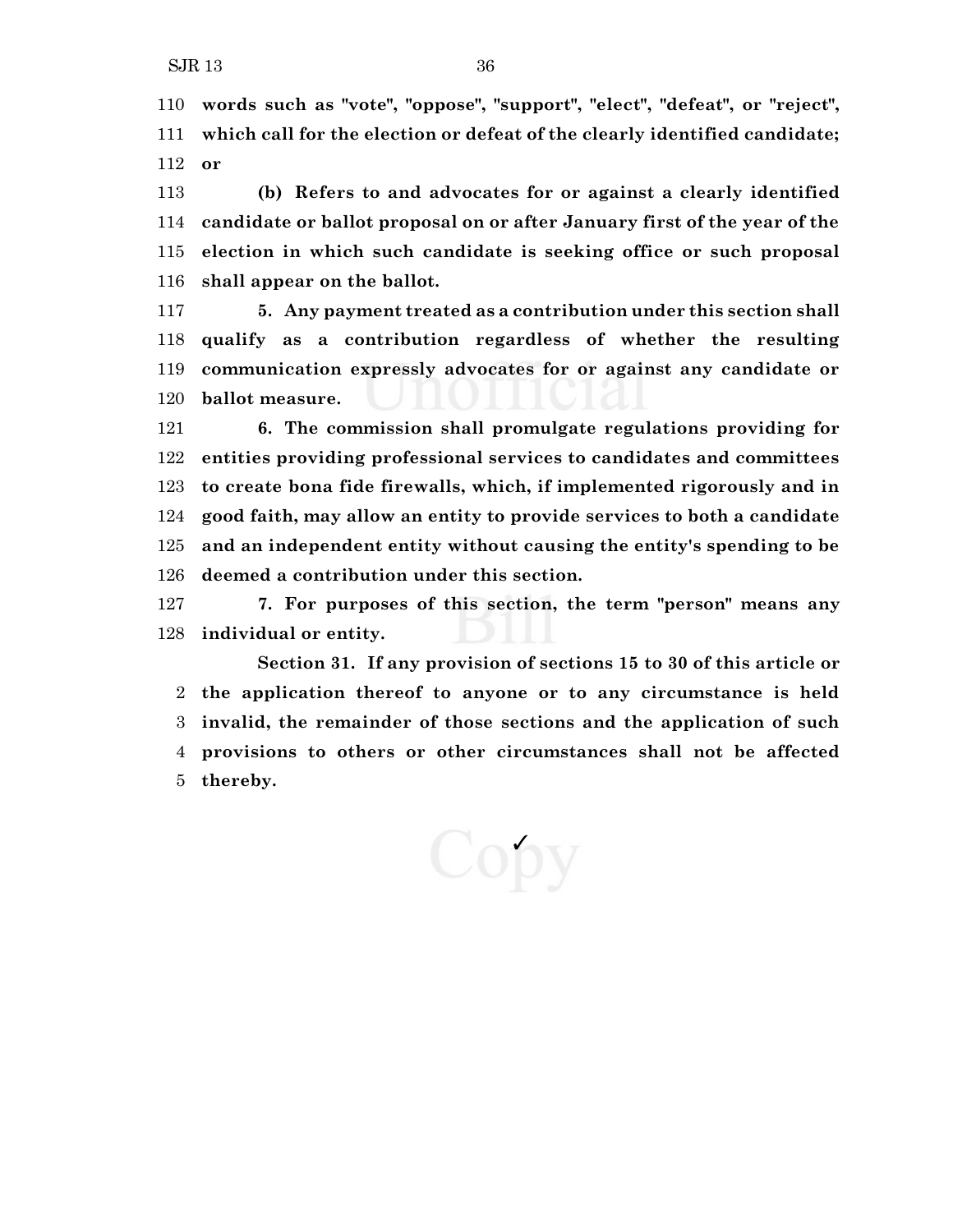**words such as "vote", "oppose", "support", "elect", "defeat", or "reject", which call for the election or defeat of the clearly identified candidate; or**

**(b) Refers to and advocates for or against a clearly identified candidate or ballot proposal on or after January first of the year of the election in which such candidate is seeking office or such proposal shall appear on the ballot.**

**5. Any payment treated as a contribution under this section shall qualify as a contribution regardless of whether the resulting communication expressly advocates for or against any candidate or ballot measure.**

**6. The commission shall promulgate regulations providing for entities providing professional services to candidates and committees to create bona fide firewalls, which, if implemented rigorously and in good faith, may allow an entity to provide services to both a candidate and an independent entity without causing the entity's spending to be deemed a contribution under this section.**

**7. For purposes of this section, the term "person" means any individual or entity.**

**Section 31. If any provision of sections 15 to 30 of this article or the application thereof to anyone or to any circumstance is held invalid, the remainder of those sections and the application of such provisions to others or other circumstances shall not be affected thereby.**

✓